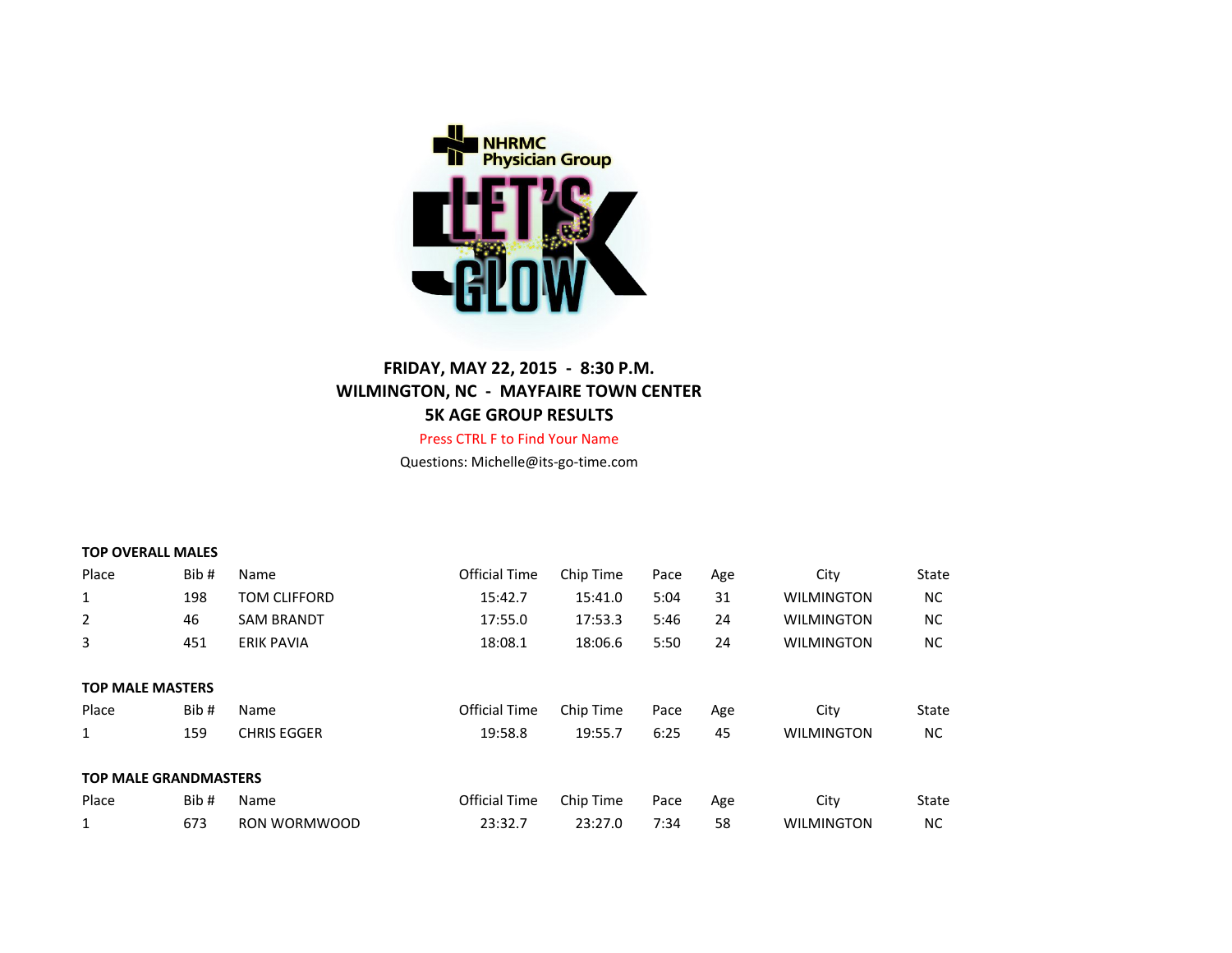**FRIDAY, MAY 22, 2015 - 8:30 P.M.**
**WILMINGTON, NC - MAYFAIRE TOWN CENTER**
**5K AGE GROUP RESULTS**

Press CTRL F to Find Your Name

Questions: Michelle@its-go-time.com

**TOP OVERALL MALES**

| Place | Bib # | Name | Official Time | Chip Time | Pace | Age | City | State |
|---|---|---|---|---|---|---|---|---|
| 1 | 198 | TOM CLIFFORD | 15:42.7 | 15:41.0 | 5:04 | 31 | WILMINGTON | NC |
| 2 | 46 | SAM BRANDT | 17:55.0 | 17:53.3 | 5:46 | 24 | WILMINGTON | NC |
| 3 | 451 | ERIK PAVIA | 18:08.1 | 18:06.6 | 5:50 | 24 | WILMINGTON | NC |

**TOP MALE MASTERS**

| Place | Bib # | Name | Official Time | Chip Time | Pace | Age | City | State |
|---|---|---|---|---|---|---|---|---|
| 1 | 159 | CHRIS EGGER | 19:58.8 | 19:55.7 | 6:25 | 45 | WILMINGTON | NC |

**TOP MALE GRANDMASTERS**

| Place | Bib # | Name | Official Time | Chip Time | Pace | Age | City | State |
|---|---|---|---|---|---|---|---|---|
| 1 | 673 | RON WORMWOOD | 23:32.7 | 23:27.0 | 7:34 | 58 | WILMINGTON | NC |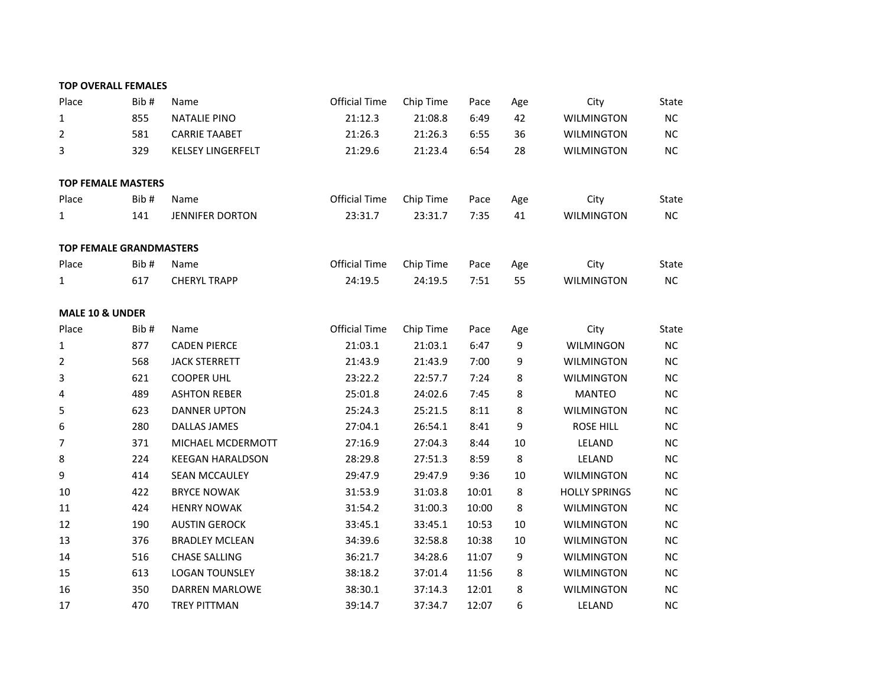**TOP OVERALL FEMALES**

| Place | Bib # | Name | Official Time | Chip Time | Pace | Age | City | State |
|---|---|---|---|---|---|---|---|---|
| 1 | 855 | NATALIE PINO | 21:12.3 | 21:08.8 | 6:49 | 42 | WILMINGTON | NC |
| 2 | 581 | CARRIE TAABET | 21:26.3 | 21:26.3 | 6:55 | 36 | WILMINGTON | NC |
| 3 | 329 | KELSEY LINGERFELT | 21:29.6 | 21:23.4 | 6:54 | 28 | WILMINGTON | NC |

**TOP FEMALE MASTERS**

| Place | Bib # | Name | Official Time | Chip Time | Pace | Age | City | State |
|---|---|---|---|---|---|---|---|---|
| 1 | 141 | JENNIFER DORTON | 23:31.7 | 23:31.7 | 7:35 | 41 | WILMINGTON | NC |

**TOP FEMALE GRANDMASTERS**

| Place | Bib # | Name | Official Time | Chip Time | Pace | Age | City | State |
|---|---|---|---|---|---|---|---|---|
| 1 | 617 | CHERYL TRAPP | 24:19.5 | 24:19.5 | 7:51 | 55 | WILMINGTON | NC |

**MALE 10 & UNDER**

| Place | Bib # | Name | Official Time | Chip Time | Pace | Age | City | State |
|---|---|---|---|---|---|---|---|---|
| 1 | 877 | CADEN PIERCE | 21:03.1 | 21:03.1 | 6:47 | 9 | WILMINGON | NC |
| 2 | 568 | JACK STERRETT | 21:43.9 | 21:43.9 | 7:00 | 9 | WILMINGTON | NC |
| 3 | 621 | COOPER UHL | 23:22.2 | 22:57.7 | 7:24 | 8 | WILMINGTON | NC |
| 4 | 489 | ASHTON REBER | 25:01.8 | 24:02.6 | 7:45 | 8 | MANTEO | NC |
| 5 | 623 | DANNER UPTON | 25:24.3 | 25:21.5 | 8:11 | 8 | WILMINGTON | NC |
| 6 | 280 | DALLAS JAMES | 27:04.1 | 26:54.1 | 8:41 | 9 | ROSE HILL | NC |
| 7 | 371 | MICHAEL MCDERMOTT | 27:16.9 | 27:04.3 | 8:44 | 10 | LELAND | NC |
| 8 | 224 | KEEGAN HARALDSON | 28:29.8 | 27:51.3 | 8:59 | 8 | LELAND | NC |
| 9 | 414 | SEAN MCCAULEY | 29:47.9 | 29:47.9 | 9:36 | 10 | WILMINGTON | NC |
| 10 | 422 | BRYCE NOWAK | 31:53.9 | 31:03.8 | 10:01 | 8 | HOLLY SPRINGS | NC |
| 11 | 424 | HENRY NOWAK | 31:54.2 | 31:00.3 | 10:00 | 8 | WILMINGTON | NC |
| 12 | 190 | AUSTIN GEROCK | 33:45.1 | 33:45.1 | 10:53 | 10 | WILMINGTON | NC |
| 13 | 376 | BRADLEY MCLEAN | 34:39.6 | 32:58.8 | 10:38 | 10 | WILMINGTON | NC |
| 14 | 516 | CHASE SALLING | 36:21.7 | 34:28.6 | 11:07 | 9 | WILMINGTON | NC |
| 15 | 613 | LOGAN TOUNSLEY | 38:18.2 | 37:01.4 | 11:56 | 8 | WILMINGTON | NC |
| 16 | 350 | DARREN MARLOWE | 38:30.1 | 37:14.3 | 12:01 | 8 | WILMINGTON | NC |
| 17 | 470 | TREY PITTMAN | 39:14.7 | 37:34.7 | 12:07 | 6 | LELAND | NC |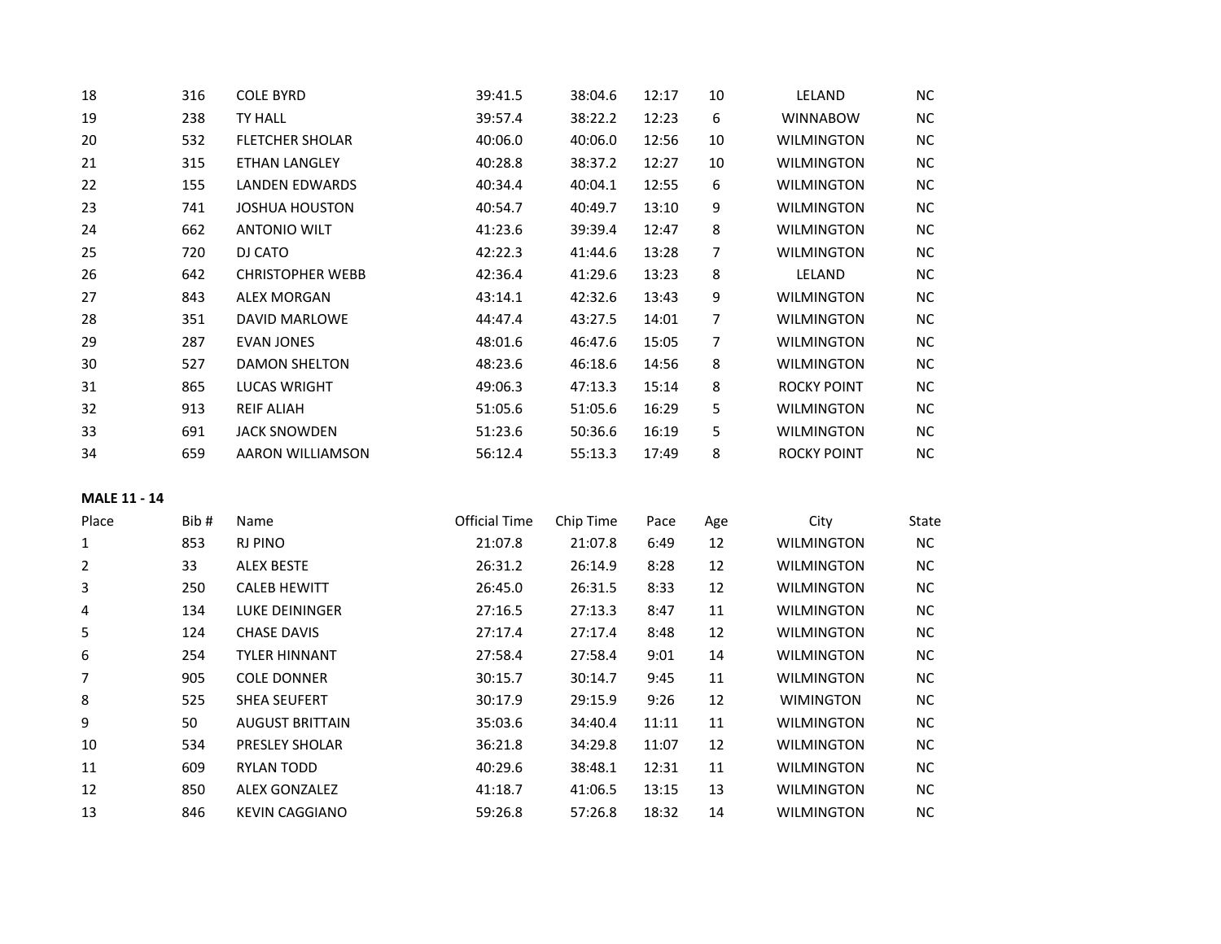| | | | | | | | | | |
|---|---|---|---|---|---|---|---|---|---|
| 18 | 316 | COLE BYRD | 39:41.5 | 38:04.6 | 12:17 | 10 | LELAND | NC |
| 19 | 238 | TY HALL | 39:57.4 | 38:22.2 | 12:23 | 6 | WINNABOW | NC |
| 20 | 532 | FLETCHER SHOLAR | 40:06.0 | 40:06.0 | 12:56 | 10 | WILMINGTON | NC |
| 21 | 315 | ETHAN LANGLEY | 40:28.8 | 38:37.2 | 12:27 | 10 | WILMINGTON | NC |
| 22 | 155 | LANDEN EDWARDS | 40:34.4 | 40:04.1 | 12:55 | 6 | WILMINGTON | NC |
| 23 | 741 | JOSHUA HOUSTON | 40:54.7 | 40:49.7 | 13:10 | 9 | WILMINGTON | NC |
| 24 | 662 | ANTONIO WILT | 41:23.6 | 39:39.4 | 12:47 | 8 | WILMINGTON | NC |
| 25 | 720 | DJ CATO | 42:22.3 | 41:44.6 | 13:28 | 7 | WILMINGTON | NC |
| 26 | 642 | CHRISTOPHER WEBB | 42:36.4 | 41:29.6 | 13:23 | 8 | LELAND | NC |
| 27 | 843 | ALEX MORGAN | 43:14.1 | 42:32.6 | 13:43 | 9 | WILMINGTON | NC |
| 28 | 351 | DAVID MARLOWE | 44:47.4 | 43:27.5 | 14:01 | 7 | WILMINGTON | NC |
| 29 | 287 | EVAN JONES | 48:01.6 | 46:47.6 | 15:05 | 7 | WILMINGTON | NC |
| 30 | 527 | DAMON SHELTON | 48:23.6 | 46:18.6 | 14:56 | 8 | WILMINGTON | NC |
| 31 | 865 | LUCAS WRIGHT | 49:06.3 | 47:13.3 | 15:14 | 8 | ROCKY POINT | NC |
| 32 | 913 | REIF ALIAH | 51:05.6 | 51:05.6 | 16:29 | 5 | WILMINGTON | NC |
| 33 | 691 | JACK SNOWDEN | 51:23.6 | 50:36.6 | 16:19 | 5 | WILMINGTON | NC |
| 34 | 659 | AARON WILLIAMSON | 56:12.4 | 55:13.3 | 17:49 | 8 | ROCKY POINT | NC |

**MALE 11 - 14**

| Place | Bib # | Name | Official Time | Chip Time | Pace | Age | City | State |
|---|---|---|---|---|---|---|---|---|
| 1 | 853 | RJ PINO | 21:07.8 | 21:07.8 | 6:49 | 12 | WILMINGTON | NC |
| 2 | 33 | ALEX BESTE | 26:31.2 | 26:14.9 | 8:28 | 12 | WILMINGTON | NC |
| 3 | 250 | CALEB HEWITT | 26:45.0 | 26:31.5 | 8:33 | 12 | WILMINGTON | NC |
| 4 | 134 | LUKE DEININGER | 27:16.5 | 27:13.3 | 8:47 | 11 | WILMINGTON | NC |
| 5 | 124 | CHASE DAVIS | 27:17.4 | 27:17.4 | 8:48 | 12 | WILMINGTON | NC |
| 6 | 254 | TYLER HINNANT | 27:58.4 | 27:58.4 | 9:01 | 14 | WILMINGTON | NC |
| 7 | 905 | COLE DONNER | 30:15.7 | 30:14.7 | 9:45 | 11 | WILMINGTON | NC |
| 8 | 525 | SHEA SEUFERT | 30:17.9 | 29:15.9 | 9:26 | 12 | WIMINGTON | NC |
| 9 | 50 | AUGUST BRITTAIN | 35:03.6 | 34:40.4 | 11:11 | 11 | WILMINGTON | NC |
| 10 | 534 | PRESLEY SHOLAR | 36:21.8 | 34:29.8 | 11:07 | 12 | WILMINGTON | NC |
| 11 | 609 | RYLAN TODD | 40:29.6 | 38:48.1 | 12:31 | 11 | WILMINGTON | NC |
| 12 | 850 | ALEX GONZALEZ | 41:18.7 | 41:06.5 | 13:15 | 13 | WILMINGTON | NC |
| 13 | 846 | KEVIN CAGGIANO | 59:26.8 | 57:26.8 | 18:32 | 14 | WILMINGTON | NC |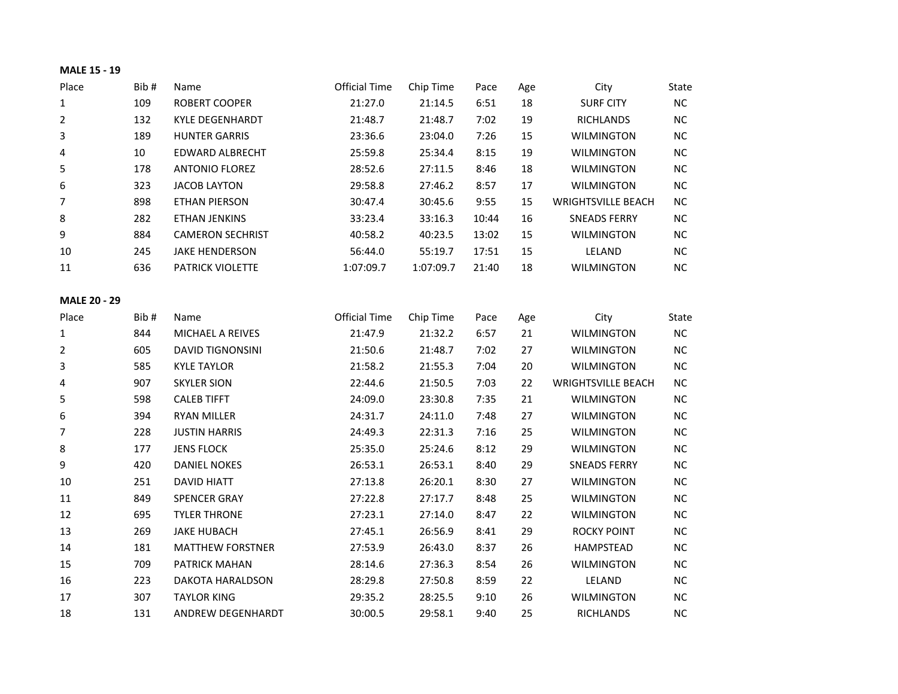**MALE 15 - 19**

| Place | Bib # | Name | Official Time | Chip Time | Pace | Age | City | State |
|---|---|---|---|---|---|---|---|---|
| 1 | 109 | ROBERT COOPER | 21:27.0 | 21:14.5 | 6:51 | 18 | SURF CITY | NC |
| 2 | 132 | KYLE DEGENHARDT | 21:48.7 | 21:48.7 | 7:02 | 19 | RICHLANDS | NC |
| 3 | 189 | HUNTER GARRIS | 23:36.6 | 23:04.0 | 7:26 | 15 | WILMINGTON | NC |
| 4 | 10 | EDWARD ALBRECHT | 25:59.8 | 25:34.4 | 8:15 | 19 | WILMINGTON | NC |
| 5 | 178 | ANTONIO FLOREZ | 28:52.6 | 27:11.5 | 8:46 | 18 | WILMINGTON | NC |
| 6 | 323 | JACOB LAYTON | 29:58.8 | 27:46.2 | 8:57 | 17 | WILMINGTON | NC |
| 7 | 898 | ETHAN PIERSON | 30:47.4 | 30:45.6 | 9:55 | 15 | WRIGHTSVILLE BEACH | NC |
| 8 | 282 | ETHAN JENKINS | 33:23.4 | 33:16.3 | 10:44 | 16 | SNEADS FERRY | NC |
| 9 | 884 | CAMERON SECHRIST | 40:58.2 | 40:23.5 | 13:02 | 15 | WILMINGTON | NC |
| 10 | 245 | JAKE HENDERSON | 56:44.0 | 55:19.7 | 17:51 | 15 | LELAND | NC |
| 11 | 636 | PATRICK VIOLETTE | 1:07:09.7 | 1:07:09.7 | 21:40 | 18 | WILMINGTON | NC |

**MALE 20 - 29**

| Place | Bib # | Name | Official Time | Chip Time | Pace | Age | City | State |
|---|---|---|---|---|---|---|---|---|
| 1 | 844 | MICHAEL A REIVES | 21:47.9 | 21:32.2 | 6:57 | 21 | WILMINGTON | NC |
| 2 | 605 | DAVID TIGNONSINI | 21:50.6 | 21:48.7 | 7:02 | 27 | WILMINGTON | NC |
| 3 | 585 | KYLE TAYLOR | 21:58.2 | 21:55.3 | 7:04 | 20 | WILMINGTON | NC |
| 4 | 907 | SKYLER SION | 22:44.6 | 21:50.5 | 7:03 | 22 | WRIGHTSVILLE BEACH | NC |
| 5 | 598 | CALEB TIFFT | 24:09.0 | 23:30.8 | 7:35 | 21 | WILMINGTON | NC |
| 6 | 394 | RYAN MILLER | 24:31.7 | 24:11.0 | 7:48 | 27 | WILMINGTON | NC |
| 7 | 228 | JUSTIN HARRIS | 24:49.3 | 22:31.3 | 7:16 | 25 | WILMINGTON | NC |
| 8 | 177 | JENS FLOCK | 25:35.0 | 25:24.6 | 8:12 | 29 | WILMINGTON | NC |
| 9 | 420 | DANIEL NOKES | 26:53.1 | 26:53.1 | 8:40 | 29 | SNEADS FERRY | NC |
| 10 | 251 | DAVID HIATT | 27:13.8 | 26:20.1 | 8:30 | 27 | WILMINGTON | NC |
| 11 | 849 | SPENCER GRAY | 27:22.8 | 27:17.7 | 8:48 | 25 | WILMINGTON | NC |
| 12 | 695 | TYLER THRONE | 27:23.1 | 27:14.0 | 8:47 | 22 | WILMINGTON | NC |
| 13 | 269 | JAKE HUBACH | 27:45.1 | 26:56.9 | 8:41 | 29 | ROCKY POINT | NC |
| 14 | 181 | MATTHEW FORSTNER | 27:53.9 | 26:43.0 | 8:37 | 26 | HAMPSTEAD | NC |
| 15 | 709 | PATRICK MAHAN | 28:14.6 | 27:36.3 | 8:54 | 26 | WILMINGTON | NC |
| 16 | 223 | DAKOTA HARALDSON | 28:29.8 | 27:50.8 | 8:59 | 22 | LELAND | NC |
| 17 | 307 | TAYLOR KING | 29:35.2 | 28:25.5 | 9:10 | 26 | WILMINGTON | NC |
| 18 | 131 | ANDREW DEGENHARDT | 30:00.5 | 29:58.1 | 9:40 | 25 | RICHLANDS | NC |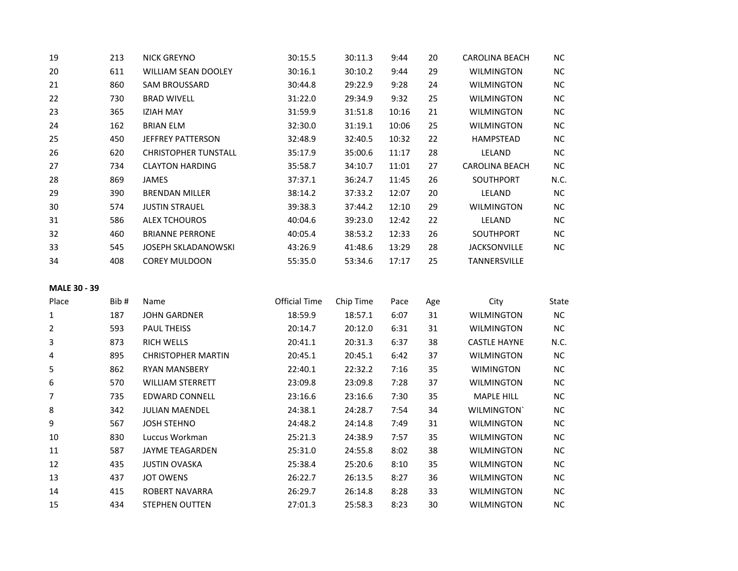| | | | | | | | | |
|---|---|---|---|---|---|---|---|---|
| 19 | 213 | NICK GREYNO | 30:15.5 | 30:11.3 | 9:44 | 20 | CAROLINA BEACH | NC |
| 20 | 611 | WILLIAM SEAN DOOLEY | 30:16.1 | 30:10.2 | 9:44 | 29 | WILMINGTON | NC |
| 21 | 860 | SAM BROUSSARD | 30:44.8 | 29:22.9 | 9:28 | 24 | WILMINGTON | NC |
| 22 | 730 | BRAD WIVELL | 31:22.0 | 29:34.9 | 9:32 | 25 | WILMINGTON | NC |
| 23 | 365 | IZIAH MAY | 31:59.9 | 31:51.8 | 10:16 | 21 | WILMINGTON | NC |
| 24 | 162 | BRIAN ELM | 32:30.0 | 31:19.1 | 10:06 | 25 | WILMINGTON | NC |
| 25 | 450 | JEFFREY PATTERSON | 32:48.9 | 32:40.5 | 10:32 | 22 | HAMPSTEAD | NC |
| 26 | 620 | CHRISTOPHER TUNSTALL | 35:17.9 | 35:00.6 | 11:17 | 28 | LELAND | NC |
| 27 | 734 | CLAYTON HARDING | 35:58.7 | 34:10.7 | 11:01 | 27 | CAROLINA BEACH | NC |
| 28 | 869 | JAMES | 37:37.1 | 36:24.7 | 11:45 | 26 | SOUTHPORT | N.C. |
| 29 | 390 | BRENDAN MILLER | 38:14.2 | 37:33.2 | 12:07 | 20 | LELAND | NC |
| 30 | 574 | JUSTIN STRAUEL | 39:38.3 | 37:44.2 | 12:10 | 29 | WILMINGTON | NC |
| 31 | 586 | ALEX TCHOUROS | 40:04.6 | 39:23.0 | 12:42 | 22 | LELAND | NC |
| 32 | 460 | BRIANNE PERRONE | 40:05.4 | 38:53.2 | 12:33 | 26 | SOUTHPORT | NC |
| 33 | 545 | JOSEPH SKLADANOWSKI | 43:26.9 | 41:48.6 | 13:29 | 28 | JACKSONVILLE | NC |
| 34 | 408 | COREY MULDOON | 55:35.0 | 53:34.6 | 17:17 | 25 | TANNERSVILLE | |

**MALE 30 - 39**

| Place | Bib # | Name | Official Time | Chip Time | Pace | Age | City | State |
|---|---|---|---|---|---|---|---|---|
| 1 | 187 | JOHN GARDNER | 18:59.9 | 18:57.1 | 6:07 | 31 | WILMINGTON | NC |
| 2 | 593 | PAUL THEISS | 20:14.7 | 20:12.0 | 6:31 | 31 | WILMINGTON | NC |
| 3 | 873 | RICH WELLS | 20:41.1 | 20:31.3 | 6:37 | 38 | CASTLE HAYNE | N.C. |
| 4 | 895 | CHRISTOPHER MARTIN | 20:45.1 | 20:45.1 | 6:42 | 37 | WILMINGTON | NC |
| 5 | 862 | RYAN MANSBERY | 22:40.1 | 22:32.2 | 7:16 | 35 | WIMINGTON | NC |
| 6 | 570 | WILLIAM STERRETT | 23:09.8 | 23:09.8 | 7:28 | 37 | WILMINGTON | NC |
| 7 | 735 | EDWARD CONNELL | 23:16.6 | 23:16.6 | 7:30 | 35 | MAPLE HILL | NC |
| 8 | 342 | JULIAN MAENDEL | 24:38.1 | 24:28.7 | 7:54 | 34 | WILMINGTON` | NC |
| 9 | 567 | JOSH STEHNO | 24:48.2 | 24:14.8 | 7:49 | 31 | WILMINGTON | NC |
| 10 | 830 | Luccus Workman | 25:21.3 | 24:38.9 | 7:57 | 35 | WILMINGTON | NC |
| 11 | 587 | JAYME TEAGARDEN | 25:31.0 | 24:55.8 | 8:02 | 38 | WILMINGTON | NC |
| 12 | 435 | JUSTIN OVASKA | 25:38.4 | 25:20.6 | 8:10 | 35 | WILMINGTON | NC |
| 13 | 437 | JOT OWENS | 26:22.7 | 26:13.5 | 8:27 | 36 | WILMINGTON | NC |
| 14 | 415 | ROBERT NAVARRA | 26:29.7 | 26:14.8 | 8:28 | 33 | WILMINGTON | NC |
| 15 | 434 | STEPHEN OUTTEN | 27:01.3 | 25:58.3 | 8:23 | 30 | WILMINGTON | NC |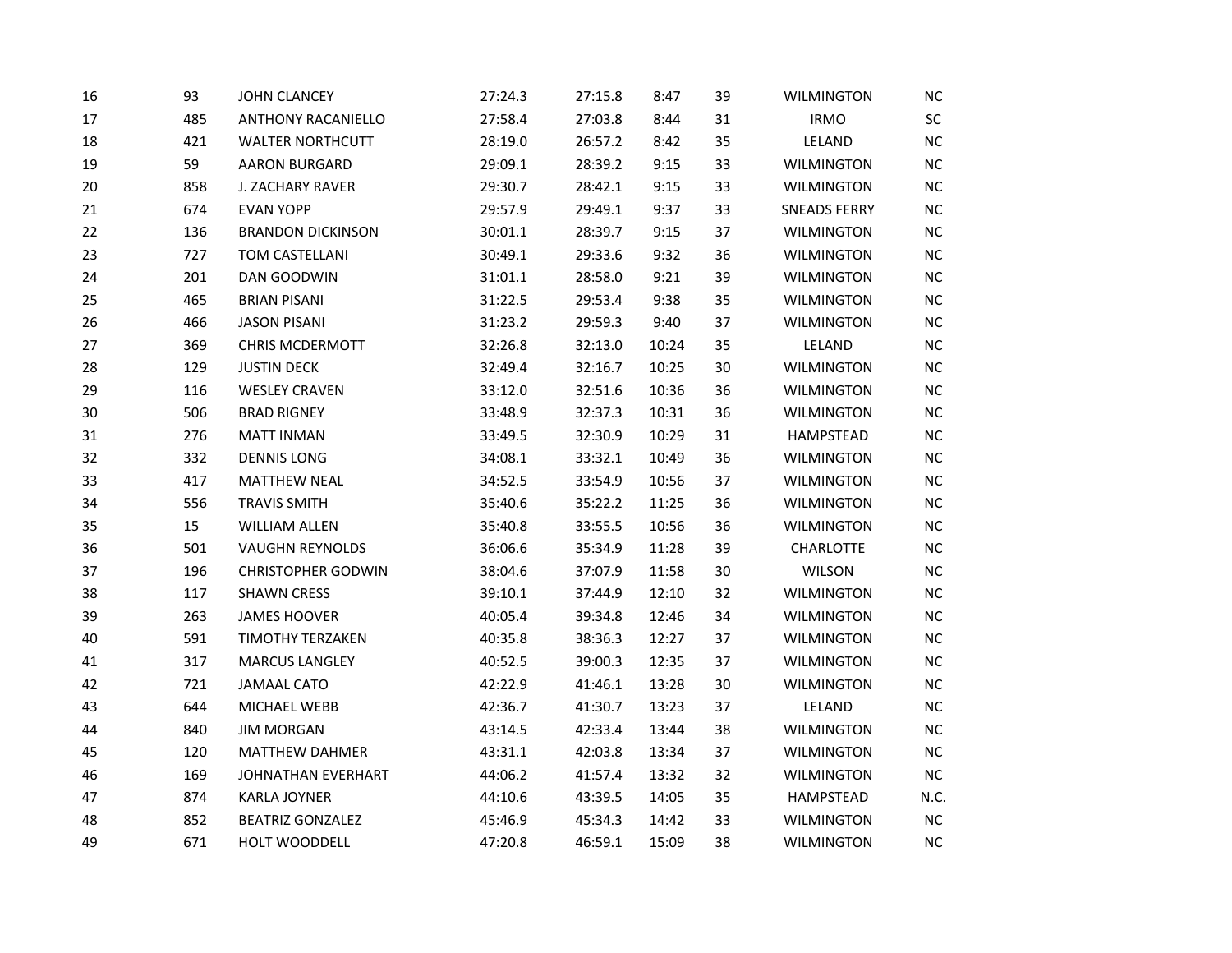| | | | | | | | | |
|---|---|---|---|---|---|---|---|---|
| 16 | 93 | JOHN CLANCEY | 27:24.3 | 27:15.8 | 8:47 | 39 | WILMINGTON | NC |
| 17 | 485 | ANTHONY RACANIELLO | 27:58.4 | 27:03.8 | 8:44 | 31 | IRMO | SC |
| 18 | 421 | WALTER NORTHCUTT | 28:19.0 | 26:57.2 | 8:42 | 35 | LELAND | NC |
| 19 | 59 | AARON BURGARD | 29:09.1 | 28:39.2 | 9:15 | 33 | WILMINGTON | NC |
| 20 | 858 | J. ZACHARY RAVER | 29:30.7 | 28:42.1 | 9:15 | 33 | WILMINGTON | NC |
| 21 | 674 | EVAN YOPP | 29:57.9 | 29:49.1 | 9:37 | 33 | SNEADS FERRY | NC |
| 22 | 136 | BRANDON DICKINSON | 30:01.1 | 28:39.7 | 9:15 | 37 | WILMINGTON | NC |
| 23 | 727 | TOM CASTELLANI | 30:49.1 | 29:33.6 | 9:32 | 36 | WILMINGTON | NC |
| 24 | 201 | DAN GOODWIN | 31:01.1 | 28:58.0 | 9:21 | 39 | WILMINGTON | NC |
| 25 | 465 | BRIAN PISANI | 31:22.5 | 29:53.4 | 9:38 | 35 | WILMINGTON | NC |
| 26 | 466 | JASON PISANI | 31:23.2 | 29:59.3 | 9:40 | 37 | WILMINGTON | NC |
| 27 | 369 | CHRIS MCDERMOTT | 32:26.8 | 32:13.0 | 10:24 | 35 | LELAND | NC |
| 28 | 129 | JUSTIN DECK | 32:49.4 | 32:16.7 | 10:25 | 30 | WILMINGTON | NC |
| 29 | 116 | WESLEY CRAVEN | 33:12.0 | 32:51.6 | 10:36 | 36 | WILMINGTON | NC |
| 30 | 506 | BRAD RIGNEY | 33:48.9 | 32:37.3 | 10:31 | 36 | WILMINGTON | NC |
| 31 | 276 | MATT INMAN | 33:49.5 | 32:30.9 | 10:29 | 31 | HAMPSTEAD | NC |
| 32 | 332 | DENNIS LONG | 34:08.1 | 33:32.1 | 10:49 | 36 | WILMINGTON | NC |
| 33 | 417 | MATTHEW NEAL | 34:52.5 | 33:54.9 | 10:56 | 37 | WILMINGTON | NC |
| 34 | 556 | TRAVIS SMITH | 35:40.6 | 35:22.2 | 11:25 | 36 | WILMINGTON | NC |
| 35 | 15 | WILLIAM ALLEN | 35:40.8 | 33:55.5 | 10:56 | 36 | WILMINGTON | NC |
| 36 | 501 | VAUGHN REYNOLDS | 36:06.6 | 35:34.9 | 11:28 | 39 | CHARLOTTE | NC |
| 37 | 196 | CHRISTOPHER GODWIN | 38:04.6 | 37:07.9 | 11:58 | 30 | WILSON | NC |
| 38 | 117 | SHAWN CRESS | 39:10.1 | 37:44.9 | 12:10 | 32 | WILMINGTON | NC |
| 39 | 263 | JAMES HOOVER | 40:05.4 | 39:34.8 | 12:46 | 34 | WILMINGTON | NC |
| 40 | 591 | TIMOTHY TERZAKEN | 40:35.8 | 38:36.3 | 12:27 | 37 | WILMINGTON | NC |
| 41 | 317 | MARCUS LANGLEY | 40:52.5 | 39:00.3 | 12:35 | 37 | WILMINGTON | NC |
| 42 | 721 | JAMAAL CATO | 42:22.9 | 41:46.1 | 13:28 | 30 | WILMINGTON | NC |
| 43 | 644 | MICHAEL WEBB | 42:36.7 | 41:30.7 | 13:23 | 37 | LELAND | NC |
| 44 | 840 | JIM MORGAN | 43:14.5 | 42:33.4 | 13:44 | 38 | WILMINGTON | NC |
| 45 | 120 | MATTHEW DAHMER | 43:31.1 | 42:03.8 | 13:34 | 37 | WILMINGTON | NC |
| 46 | 169 | JOHNATHAN EVERHART | 44:06.2 | 41:57.4 | 13:32 | 32 | WILMINGTON | NC |
| 47 | 874 | KARLA JOYNER | 44:10.6 | 43:39.5 | 14:05 | 35 | HAMPSTEAD | N.C. |
| 48 | 852 | BEATRIZ GONZALEZ | 45:46.9 | 45:34.3 | 14:42 | 33 | WILMINGTON | NC |
| 49 | 671 | HOLT WOODDELL | 47:20.8 | 46:59.1 | 15:09 | 38 | WILMINGTON | NC |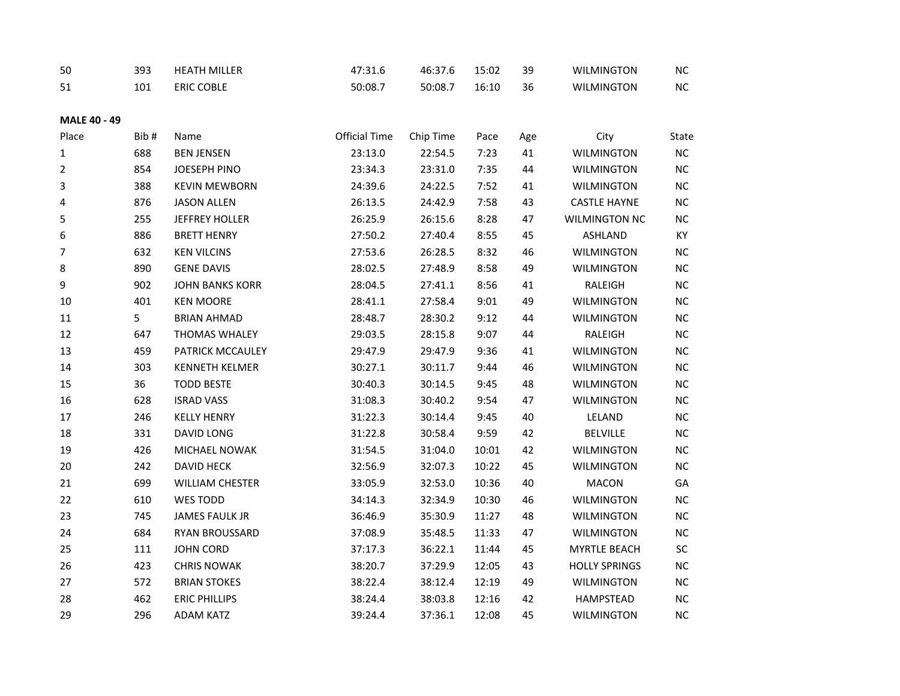| 50 | 393 | HEATH MILLER | 47:31.6 | 46:37.6 | 15:02 | 39 | WILMINGTON | NC |
|---|---|---|---|---|---|---|---|---|
| 51 | 101 | ERIC COBLE | 50:08.7 | 50:08.7 | 16:10 | 36 | WILMINGTON | NC |

**MALE 40 - 49**

| Place | Bib # | Name | Official Time | Chip Time | Pace | Age | City | State |
|---|---|---|---|---|---|---|---|---|
| 1 | 688 | BEN JENSEN | 23:13.0 | 22:54.5 | 7:23 | 41 | WILMINGTON | NC |
| 2 | 854 | JOESEPH PINO | 23:34.3 | 23:31.0 | 7:35 | 44 | WILMINGTON | NC |
| 3 | 388 | KEVIN MEWBORN | 24:39.6 | 24:22.5 | 7:52 | 41 | WILMINGTON | NC |
| 4 | 876 | JASON ALLEN | 26:13.5 | 24:42.9 | 7:58 | 43 | CASTLE HAYNE | NC |
| 5 | 255 | JEFFREY HOLLER | 26:25.9 | 26:15.6 | 8:28 | 47 | WILMINGTON NC | NC |
| 6 | 886 | BRETT HENRY | 27:50.2 | 27:40.4 | 8:55 | 45 | ASHLAND | KY |
| 7 | 632 | KEN VILCINS | 27:53.6 | 26:28.5 | 8:32 | 46 | WILMINGTON | NC |
| 8 | 890 | GENE DAVIS | 28:02.5 | 27:48.9 | 8:58 | 49 | WILMINGTON | NC |
| 9 | 902 | JOHN BANKS KORR | 28:04.5 | 27:41.1 | 8:56 | 41 | RALEIGH | NC |
| 10 | 401 | KEN MOORE | 28:41.1 | 27:58.4 | 9:01 | 49 | WILMINGTON | NC |
| 11 | 5 | BRIAN AHMAD | 28:48.7 | 28:30.2 | 9:12 | 44 | WILMINGTON | NC |
| 12 | 647 | THOMAS WHALEY | 29:03.5 | 28:15.8 | 9:07 | 44 | RALEIGH | NC |
| 13 | 459 | PATRICK MCCAULEY | 29:47.9 | 29:47.9 | 9:36 | 41 | WILMINGTON | NC |
| 14 | 303 | KENNETH KELMER | 30:27.1 | 30:11.7 | 9:44 | 46 | WILMINGTON | NC |
| 15 | 36 | TODD BESTE | 30:40.3 | 30:14.5 | 9:45 | 48 | WILMINGTON | NC |
| 16 | 628 | ISRAD VASS | 31:08.3 | 30:40.2 | 9:54 | 47 | WILMINGTON | NC |
| 17 | 246 | KELLY HENRY | 31:22.3 | 30:14.4 | 9:45 | 40 | LELAND | NC |
| 18 | 331 | DAVID LONG | 31:22.8 | 30:58.4 | 9:59 | 42 | BELVILLE | NC |
| 19 | 426 | MICHAEL NOWAK | 31:54.5 | 31:04.0 | 10:01 | 42 | WILMINGTON | NC |
| 20 | 242 | DAVID HECK | 32:56.9 | 32:07.3 | 10:22 | 45 | WILMINGTON | NC |
| 21 | 699 | WILLIAM CHESTER | 33:05.9 | 32:53.0 | 10:36 | 40 | MACON | GA |
| 22 | 610 | WES TODD | 34:14.3 | 32:34.9 | 10:30 | 46 | WILMINGTON | NC |
| 23 | 745 | JAMES FAULK JR | 36:46.9 | 35:30.9 | 11:27 | 48 | WILMINGTON | NC |
| 24 | 684 | RYAN BROUSSARD | 37:08.9 | 35:48.5 | 11:33 | 47 | WILMINGTON | NC |
| 25 | 111 | JOHN CORD | 37:17.3 | 36:22.1 | 11:44 | 45 | MYRTLE BEACH | SC |
| 26 | 423 | CHRIS NOWAK | 38:20.7 | 37:29.9 | 12:05 | 43 | HOLLY SPRINGS | NC |
| 27 | 572 | BRIAN STOKES | 38:22.4 | 38:12.4 | 12:19 | 49 | WILMINGTON | NC |
| 28 | 462 | ERIC PHILLIPS | 38:24.4 | 38:03.8 | 12:16 | 42 | HAMPSTEAD | NC |
| 29 | 296 | ADAM KATZ | 39:24.4 | 37:36.1 | 12:08 | 45 | WILMINGTON | NC |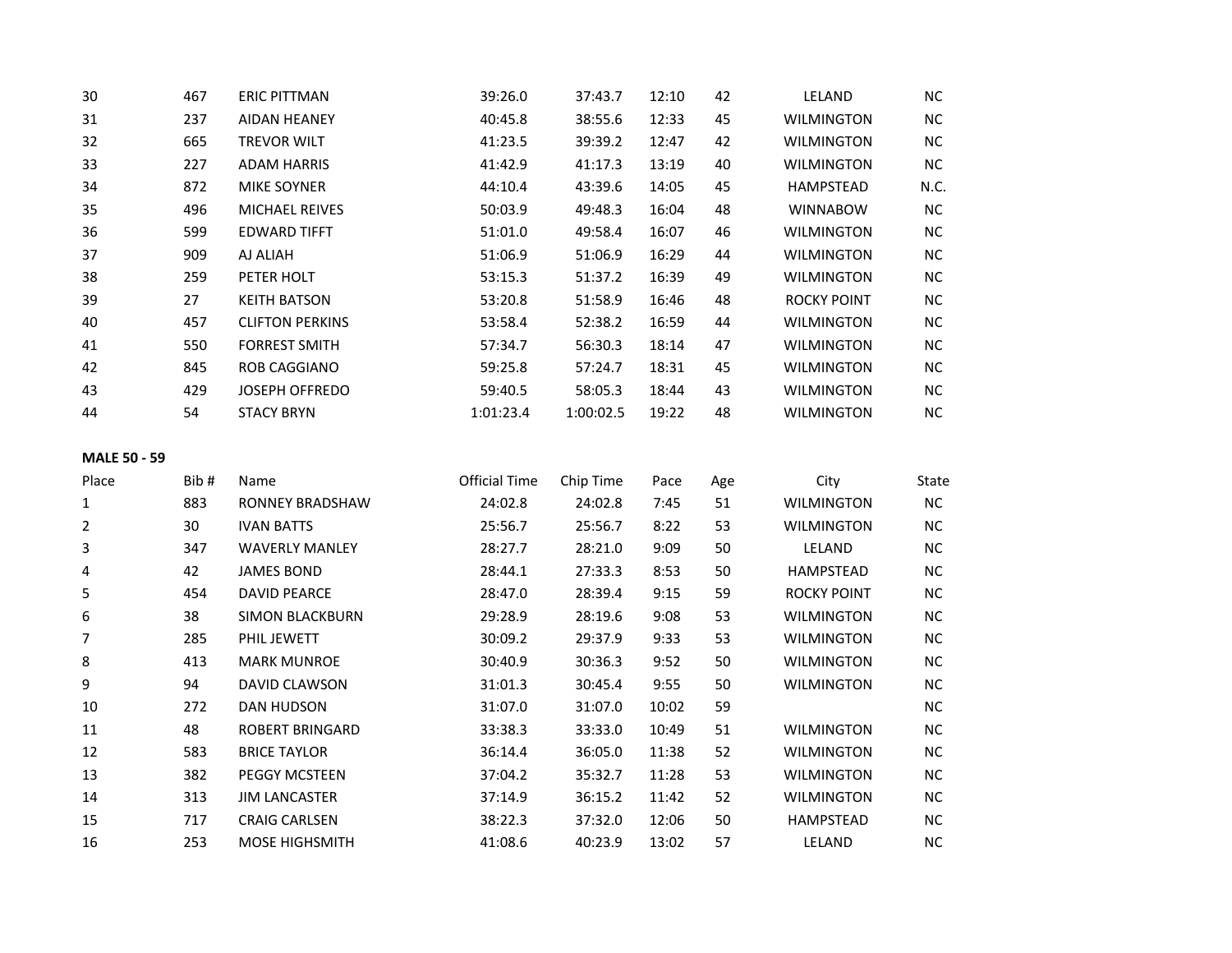| 30 | 467 | ERIC PITTMAN | 39:26.0 | 37:43.7 | 12:10 | 42 | LELAND | NC |
|---|---|---|---|---|---|---|---|---|
| 31 | 237 | AIDAN HEANEY | 40:45.8 | 38:55.6 | 12:33 | 45 | WILMINGTON | NC |
| 32 | 665 | TREVOR WILT | 41:23.5 | 39:39.2 | 12:47 | 42 | WILMINGTON | NC |
| 33 | 227 | ADAM HARRIS | 41:42.9 | 41:17.3 | 13:19 | 40 | WILMINGTON | NC |
| 34 | 872 | MIKE SOYNER | 44:10.4 | 43:39.6 | 14:05 | 45 | HAMPSTEAD | N.C. |
| 35 | 496 | MICHAEL REIVES | 50:03.9 | 49:48.3 | 16:04 | 48 | WINNABOW | NC |
| 36 | 599 | EDWARD TIFFT | 51:01.0 | 49:58.4 | 16:07 | 46 | WILMINGTON | NC |
| 37 | 909 | AJ ALIAH | 51:06.9 | 51:06.9 | 16:29 | 44 | WILMINGTON | NC |
| 38 | 259 | PETER HOLT | 53:15.3 | 51:37.2 | 16:39 | 49 | WILMINGTON | NC |
| 39 | 27 | KEITH BATSON | 53:20.8 | 51:58.9 | 16:46 | 48 | ROCKY POINT | NC |
| 40 | 457 | CLIFTON PERKINS | 53:58.4 | 52:38.2 | 16:59 | 44 | WILMINGTON | NC |
| 41 | 550 | FORREST SMITH | 57:34.7 | 56:30.3 | 18:14 | 47 | WILMINGTON | NC |
| 42 | 845 | ROB CAGGIANO | 59:25.8 | 57:24.7 | 18:31 | 45 | WILMINGTON | NC |
| 43 | 429 | JOSEPH OFFREDO | 59:40.5 | 58:05.3 | 18:44 | 43 | WILMINGTON | NC |
| 44 | 54 | STACY BRYN | 1:01:23.4 | 1:00:02.5 | 19:22 | 48 | WILMINGTON | NC |

**MALE 50 - 59**

| Place | Bib # | Name | Official Time | Chip Time | Pace | Age | City | State |
|---|---|---|---|---|---|---|---|---|
| 1 | 883 | RONNEY BRADSHAW | 24:02.8 | 24:02.8 | 7:45 | 51 | WILMINGTON | NC |
| 2 | 30 | IVAN BATTS | 25:56.7 | 25:56.7 | 8:22 | 53 | WILMINGTON | NC |
| 3 | 347 | WAVERLY MANLEY | 28:27.7 | 28:21.0 | 9:09 | 50 | LELAND | NC |
| 4 | 42 | JAMES BOND | 28:44.1 | 27:33.3 | 8:53 | 50 | HAMPSTEAD | NC |
| 5 | 454 | DAVID PEARCE | 28:47.0 | 28:39.4 | 9:15 | 59 | ROCKY POINT | NC |
| 6 | 38 | SIMON BLACKBURN | 29:28.9 | 28:19.6 | 9:08 | 53 | WILMINGTON | NC |
| 7 | 285 | PHIL JEWETT | 30:09.2 | 29:37.9 | 9:33 | 53 | WILMINGTON | NC |
| 8 | 413 | MARK MUNROE | 30:40.9 | 30:36.3 | 9:52 | 50 | WILMINGTON | NC |
| 9 | 94 | DAVID CLAWSON | 31:01.3 | 30:45.4 | 9:55 | 50 | WILMINGTON | NC |
| 10 | 272 | DAN HUDSON | 31:07.0 | 31:07.0 | 10:02 | 59 | | NC |
| 11 | 48 | ROBERT BRINGARD | 33:38.3 | 33:33.0 | 10:49 | 51 | WILMINGTON | NC |
| 12 | 583 | BRICE TAYLOR | 36:14.4 | 36:05.0 | 11:38 | 52 | WILMINGTON | NC |
| 13 | 382 | PEGGY MCSTEEN | 37:04.2 | 35:32.7 | 11:28 | 53 | WILMINGTON | NC |
| 14 | 313 | JIM LANCASTER | 37:14.9 | 36:15.2 | 11:42 | 52 | WILMINGTON | NC |
| 15 | 717 | CRAIG CARLSEN | 38:22.3 | 37:32.0 | 12:06 | 50 | HAMPSTEAD | NC |
| 16 | 253 | MOSE HIGHSMITH | 41:08.6 | 40:23.9 | 13:02 | 57 | LELAND | NC |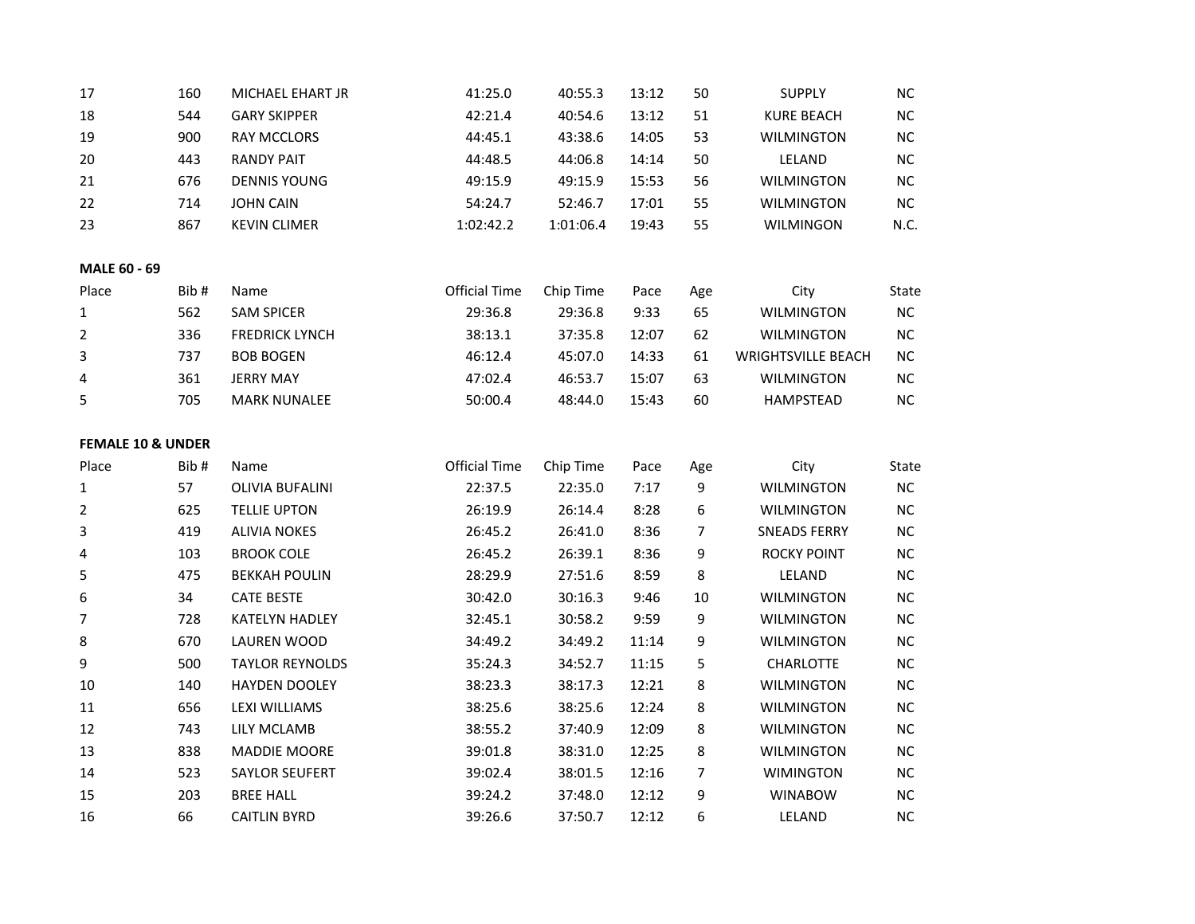| Place | Bib # | Name | Official Time | Chip Time | Pace | Age | City | State |
|---|---|---|---|---|---|---|---|---|
| 17 | 160 | MICHAEL EHART JR | 41:25.0 | 40:55.3 | 13:12 | 50 | SUPPLY | NC |
| 18 | 544 | GARY SKIPPER | 42:21.4 | 40:54.6 | 13:12 | 51 | KURE BEACH | NC |
| 19 | 900 | RAY MCCLORS | 44:45.1 | 43:38.6 | 14:05 | 53 | WILMINGTON | NC |
| 20 | 443 | RANDY PAIT | 44:48.5 | 44:06.8 | 14:14 | 50 | LELAND | NC |
| 21 | 676 | DENNIS YOUNG | 49:15.9 | 49:15.9 | 15:53 | 56 | WILMINGTON | NC |
| 22 | 714 | JOHN CAIN | 54:24.7 | 52:46.7 | 17:01 | 55 | WILMINGTON | NC |
| 23 | 867 | KEVIN CLIMER | 1:02:42.2 | 1:01:06.4 | 19:43 | 55 | WILMINGON | N.C. |

**MALE 60 - 69**

| Place | Bib # | Name | Official Time | Chip Time | Pace | Age | City | State |
|---|---|---|---|---|---|---|---|---|
| 1 | 562 | SAM SPICER | 29:36.8 | 29:36.8 | 9:33 | 65 | WILMINGTON | NC |
| 2 | 336 | FREDRICK LYNCH | 38:13.1 | 37:35.8 | 12:07 | 62 | WILMINGTON | NC |
| 3 | 737 | BOB BOGEN | 46:12.4 | 45:07.0 | 14:33 | 61 | WRIGHTSVILLE BEACH | NC |
| 4 | 361 | JERRY MAY | 47:02.4 | 46:53.7 | 15:07 | 63 | WILMINGTON | NC |
| 5 | 705 | MARK NUNALEE | 50:00.4 | 48:44.0 | 15:43 | 60 | HAMPSTEAD | NC |

**FEMALE 10 & UNDER**

| Place | Bib # | Name | Official Time | Chip Time | Pace | Age | City | State |
|---|---|---|---|---|---|---|---|---|
| 1 | 57 | OLIVIA BUFALINI | 22:37.5 | 22:35.0 | 7:17 | 9 | WILMINGTON | NC |
| 2 | 625 | TELLIE UPTON | 26:19.9 | 26:14.4 | 8:28 | 6 | WILMINGTON | NC |
| 3 | 419 | ALIVIA NOKES | 26:45.2 | 26:41.0 | 8:36 | 7 | SNEADS FERRY | NC |
| 4 | 103 | BROOK COLE | 26:45.2 | 26:39.1 | 8:36 | 9 | ROCKY POINT | NC |
| 5 | 475 | BEKKAH POULIN | 28:29.9 | 27:51.6 | 8:59 | 8 | LELAND | NC |
| 6 | 34 | CATE BESTE | 30:42.0 | 30:16.3 | 9:46 | 10 | WILMINGTON | NC |
| 7 | 728 | KATELYN HADLEY | 32:45.1 | 30:58.2 | 9:59 | 9 | WILMINGTON | NC |
| 8 | 670 | LAUREN WOOD | 34:49.2 | 34:49.2 | 11:14 | 9 | WILMINGTON | NC |
| 9 | 500 | TAYLOR REYNOLDS | 35:24.3 | 34:52.7 | 11:15 | 5 | CHARLOTTE | NC |
| 10 | 140 | HAYDEN DOOLEY | 38:23.3 | 38:17.3 | 12:21 | 8 | WILMINGTON | NC |
| 11 | 656 | LEXI WILLIAMS | 38:25.6 | 38:25.6 | 12:24 | 8 | WILMINGTON | NC |
| 12 | 743 | LILY MCLAMB | 38:55.2 | 37:40.9 | 12:09 | 8 | WILMINGTON | NC |
| 13 | 838 | MADDIE MOORE | 39:01.8 | 38:31.0 | 12:25 | 8 | WILMINGTON | NC |
| 14 | 523 | SAYLOR SEUFERT | 39:02.4 | 38:01.5 | 12:16 | 7 | WIMINGTON | NC |
| 15 | 203 | BREE HALL | 39:24.2 | 37:48.0 | 12:12 | 9 | WINABOW | NC |
| 16 | 66 | CAITLIN BYRD | 39:26.6 | 37:50.7 | 12:12 | 6 | LELAND | NC |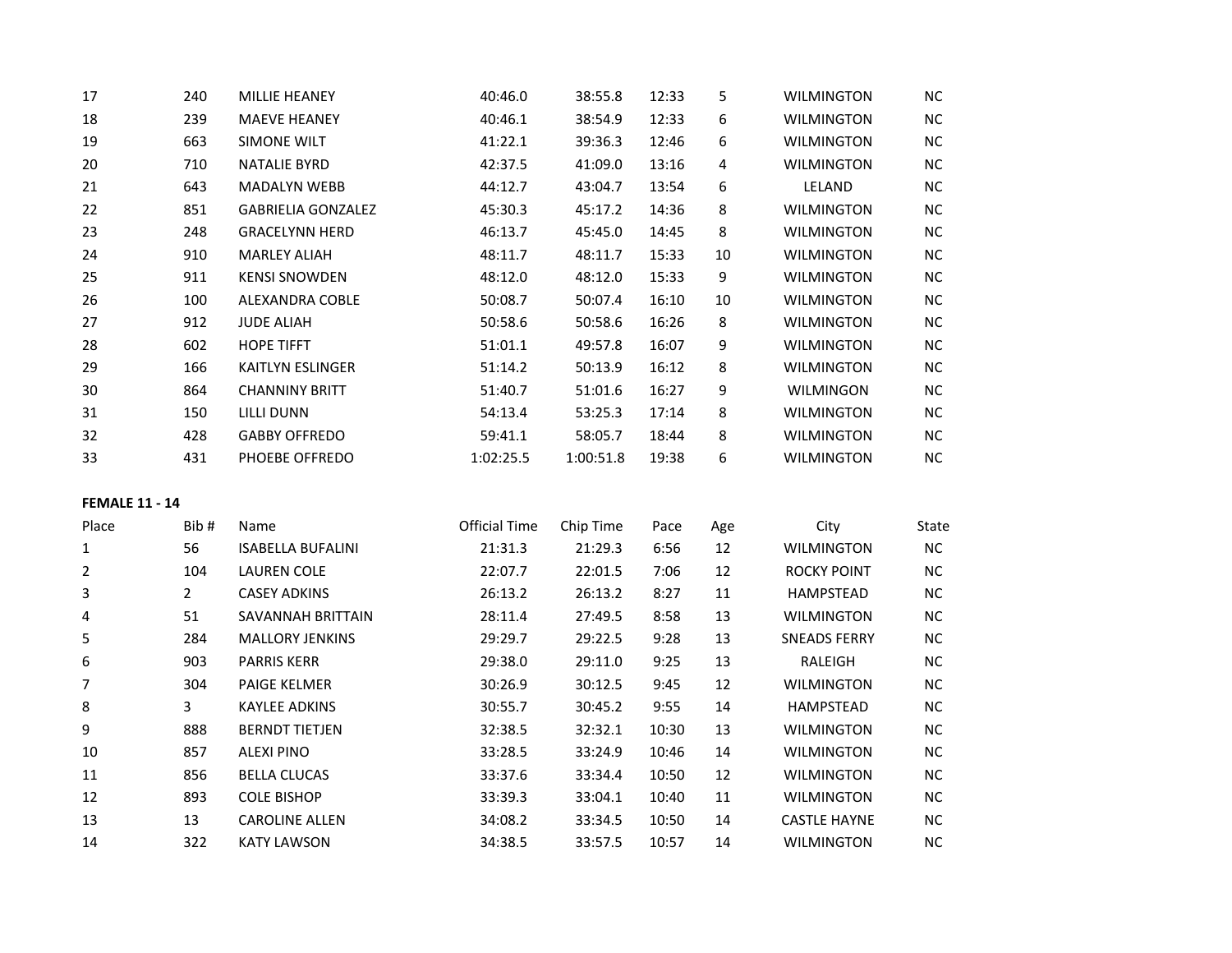| Place | Bib # | Name | Official Time | Chip Time | Pace | Age | City | State |
|---|---|---|---|---|---|---|---|---|
| 17 | 240 | MILLIE HEANEY | 40:46.0 | 38:55.8 | 12:33 | 5 | WILMINGTON | NC |
| 18 | 239 | MAEVE HEANEY | 40:46.1 | 38:54.9 | 12:33 | 6 | WILMINGTON | NC |
| 19 | 663 | SIMONE WILT | 41:22.1 | 39:36.3 | 12:46 | 6 | WILMINGTON | NC |
| 20 | 710 | NATALIE BYRD | 42:37.5 | 41:09.0 | 13:16 | 4 | WILMINGTON | NC |
| 21 | 643 | MADALYN WEBB | 44:12.7 | 43:04.7 | 13:54 | 6 | LELAND | NC |
| 22 | 851 | GABRIELIA GONZALEZ | 45:30.3 | 45:17.2 | 14:36 | 8 | WILMINGTON | NC |
| 23 | 248 | GRACELYNN HERD | 46:13.7 | 45:45.0 | 14:45 | 8 | WILMINGTON | NC |
| 24 | 910 | MARLEY ALIAH | 48:11.7 | 48:11.7 | 15:33 | 10 | WILMINGTON | NC |
| 25 | 911 | KENSI SNOWDEN | 48:12.0 | 48:12.0 | 15:33 | 9 | WILMINGTON | NC |
| 26 | 100 | ALEXANDRA COBLE | 50:08.7 | 50:07.4 | 16:10 | 10 | WILMINGTON | NC |
| 27 | 912 | JUDE ALIAH | 50:58.6 | 50:58.6 | 16:26 | 8 | WILMINGTON | NC |
| 28 | 602 | HOPE TIFFT | 51:01.1 | 49:57.8 | 16:07 | 9 | WILMINGTON | NC |
| 29 | 166 | KAITLYN ESLINGER | 51:14.2 | 50:13.9 | 16:12 | 8 | WILMINGTON | NC |
| 30 | 864 | CHANNINY BRITT | 51:40.7 | 51:01.6 | 16:27 | 9 | WILMINGON | NC |
| 31 | 150 | LILLI DUNN | 54:13.4 | 53:25.3 | 17:14 | 8 | WILMINGTON | NC |
| 32 | 428 | GABBY OFFREDO | 59:41.1 | 58:05.7 | 18:44 | 8 | WILMINGTON | NC |
| 33 | 431 | PHOEBE OFFREDO | 1:02:25.5 | 1:00:51.8 | 19:38 | 6 | WILMINGTON | NC |

**FEMALE 11 - 14**

| Place | Bib # | Name | Official Time | Chip Time | Pace | Age | City | State |
|---|---|---|---|---|---|---|---|---|
| 1 | 56 | ISABELLA BUFALINI | 21:31.3 | 21:29.3 | 6:56 | 12 | WILMINGTON | NC |
| 2 | 104 | LAUREN COLE | 22:07.7 | 22:01.5 | 7:06 | 12 | ROCKY POINT | NC |
| 3 | 2 | CASEY ADKINS | 26:13.2 | 26:13.2 | 8:27 | 11 | HAMPSTEAD | NC |
| 4 | 51 | SAVANNAH BRITTAIN | 28:11.4 | 27:49.5 | 8:58 | 13 | WILMINGTON | NC |
| 5 | 284 | MALLORY JENKINS | 29:29.7 | 29:22.5 | 9:28 | 13 | SNEADS FERRY | NC |
| 6 | 903 | PARRIS KERR | 29:38.0 | 29:11.0 | 9:25 | 13 | RALEIGH | NC |
| 7 | 304 | PAIGE KELMER | 30:26.9 | 30:12.5 | 9:45 | 12 | WILMINGTON | NC |
| 8 | 3 | KAYLEE ADKINS | 30:55.7 | 30:45.2 | 9:55 | 14 | HAMPSTEAD | NC |
| 9 | 888 | BERNDT TIETJEN | 32:38.5 | 32:32.1 | 10:30 | 13 | WILMINGTON | NC |
| 10 | 857 | ALEXI PINO | 33:28.5 | 33:24.9 | 10:46 | 14 | WILMINGTON | NC |
| 11 | 856 | BELLA CLUCAS | 33:37.6 | 33:34.4 | 10:50 | 12 | WILMINGTON | NC |
| 12 | 893 | COLE BISHOP | 33:39.3 | 33:04.1 | 10:40 | 11 | WILMINGTON | NC |
| 13 | 13 | CAROLINE ALLEN | 34:08.2 | 33:34.5 | 10:50 | 14 | CASTLE HAYNE | NC |
| 14 | 322 | KATY LAWSON | 34:38.5 | 33:57.5 | 10:57 | 14 | WILMINGTON | NC |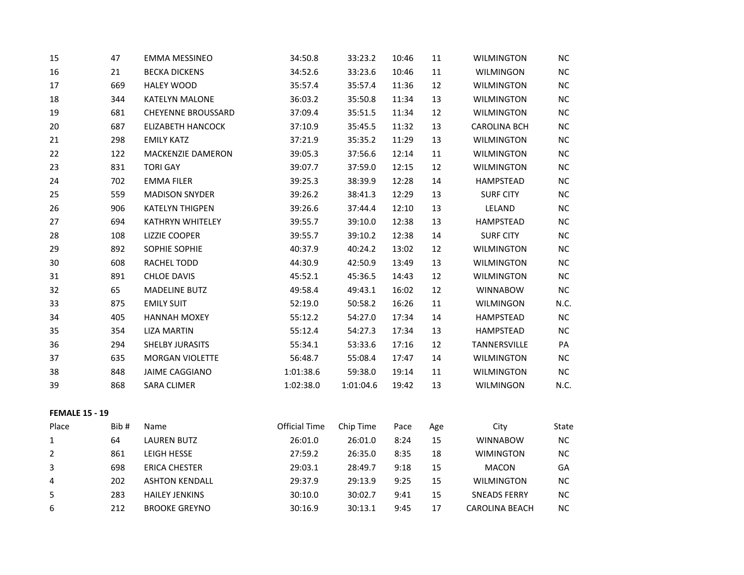| Place | Bib # | Name | Official Time | Chip Time | Pace | Age | City | State |
|---|---|---|---|---|---|---|---|---|
| 15 | 47 | EMMA MESSINEO | 34:50.8 | 33:23.2 | 10:46 | 11 | WILMINGTON | NC |
| 16 | 21 | BECKA DICKENS | 34:52.6 | 33:23.6 | 10:46 | 11 | WILMINGON | NC |
| 17 | 669 | HALEY WOOD | 35:57.4 | 35:57.4 | 11:36 | 12 | WILMINGTON | NC |
| 18 | 344 | KATELYN MALONE | 36:03.2 | 35:50.8 | 11:34 | 13 | WILMINGTON | NC |
| 19 | 681 | CHEYENNE BROUSSARD | 37:09.4 | 35:51.5 | 11:34 | 12 | WILMINGTON | NC |
| 20 | 687 | ELIZABETH HANCOCK | 37:10.9 | 35:45.5 | 11:32 | 13 | CAROLINA BCH | NC |
| 21 | 298 | EMILY KATZ | 37:21.9 | 35:35.2 | 11:29 | 13 | WILMINGTON | NC |
| 22 | 122 | MACKENZIE DAMERON | 39:05.3 | 37:56.6 | 12:14 | 11 | WILMINGTON | NC |
| 23 | 831 | TORI GAY | 39:07.7 | 37:59.0 | 12:15 | 12 | WILMINGTON | NC |
| 24 | 702 | EMMA FILER | 39:25.3 | 38:39.9 | 12:28 | 14 | HAMPSTEAD | NC |
| 25 | 559 | MADISON SNYDER | 39:26.2 | 38:41.3 | 12:29 | 13 | SURF CITY | NC |
| 26 | 906 | KATELYN THIGPEN | 39:26.6 | 37:44.4 | 12:10 | 13 | LELAND | NC |
| 27 | 694 | KATHRYN WHITELEY | 39:55.7 | 39:10.0 | 12:38 | 13 | HAMPSTEAD | NC |
| 28 | 108 | LIZZIE COOPER | 39:55.7 | 39:10.2 | 12:38 | 14 | SURF CITY | NC |
| 29 | 892 | SOPHIE SOPHIE | 40:37.9 | 40:24.2 | 13:02 | 12 | WILMINGTON | NC |
| 30 | 608 | RACHEL TODD | 44:30.9 | 42:50.9 | 13:49 | 13 | WILMINGTON | NC |
| 31 | 891 | CHLOE DAVIS | 45:52.1 | 45:36.5 | 14:43 | 12 | WILMINGTON | NC |
| 32 | 65 | MADELINE BUTZ | 49:58.4 | 49:43.1 | 16:02 | 12 | WINNABOW | NC |
| 33 | 875 | EMILY SUIT | 52:19.0 | 50:58.2 | 16:26 | 11 | WILMINGON | N.C. |
| 34 | 405 | HANNAH MOXEY | 55:12.2 | 54:27.0 | 17:34 | 14 | HAMPSTEAD | NC |
| 35 | 354 | LIZA MARTIN | 55:12.4 | 54:27.3 | 17:34 | 13 | HAMPSTEAD | NC |
| 36 | 294 | SHELBY JURASITS | 55:34.1 | 53:33.6 | 17:16 | 12 | TANNERSVILLE | PA |
| 37 | 635 | MORGAN VIOLETTE | 56:48.7 | 55:08.4 | 17:47 | 14 | WILMINGTON | NC |
| 38 | 848 | JAIME CAGGIANO | 1:01:38.6 | 59:38.0 | 19:14 | 11 | WILMINGTON | NC |
| 39 | 868 | SARA CLIMER | 1:02:38.0 | 1:01:04.6 | 19:42 | 13 | WILMINGON | N.C. |

**FEMALE 15 - 19**

| Place | Bib # | Name | Official Time | Chip Time | Pace | Age | City | State |
|---|---|---|---|---|---|---|---|---|
| 1 | 64 | LAUREN BUTZ | 26:01.0 | 26:01.0 | 8:24 | 15 | WINNABOW | NC |
| 2 | 861 | LEIGH HESSE | 27:59.2 | 26:35.0 | 8:35 | 18 | WIMINGTON | NC |
| 3 | 698 | ERICA CHESTER | 29:03.1 | 28:49.7 | 9:18 | 15 | MACON | GA |
| 4 | 202 | ASHTON KENDALL | 29:37.9 | 29:13.9 | 9:25 | 15 | WILMINGTON | NC |
| 5 | 283 | HAILEY JENKINS | 30:10.0 | 30:02.7 | 9:41 | 15 | SNEADS FERRY | NC |
| 6 | 212 | BROOKE GREYNO | 30:16.9 | 30:13.1 | 9:45 | 17 | CAROLINA BEACH | NC |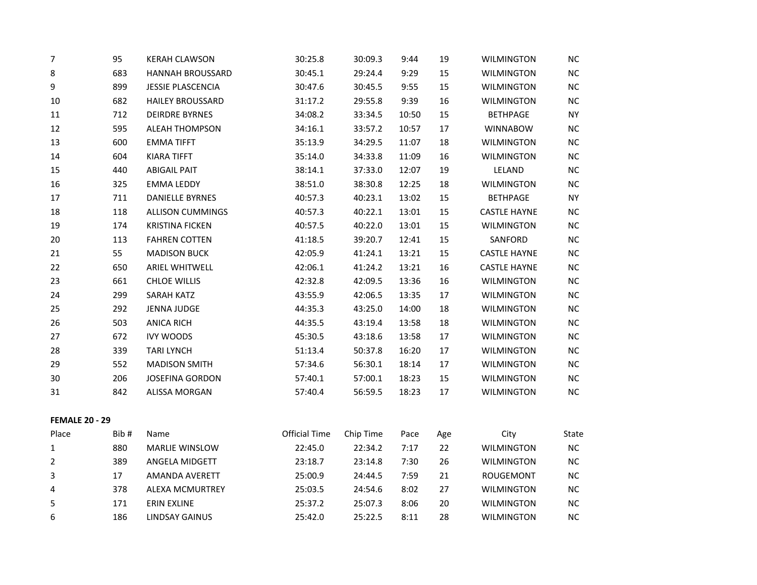| Place | Bib # | Name | Official Time | Chip Time | Pace | Age | City | State |
|---|---|---|---|---|---|---|---|---|
| 7 | 95 | KERAH CLAWSON | 30:25.8 | 30:09.3 | 9:44 | 19 | WILMINGTON | NC |
| 8 | 683 | HANNAH BROUSSARD | 30:45.1 | 29:24.4 | 9:29 | 15 | WILMINGTON | NC |
| 9 | 899 | JESSIE PLASCENCIA | 30:47.6 | 30:45.5 | 9:55 | 15 | WILMINGTON | NC |
| 10 | 682 | HAILEY BROUSSARD | 31:17.2 | 29:55.8 | 9:39 | 16 | WILMINGTON | NC |
| 11 | 712 | DEIRDRE BYRNES | 34:08.2 | 33:34.5 | 10:50 | 15 | BETHPAGE | NY |
| 12 | 595 | ALEAH THOMPSON | 34:16.1 | 33:57.2 | 10:57 | 17 | WINNABOW | NC |
| 13 | 600 | EMMA TIFFT | 35:13.9 | 34:29.5 | 11:07 | 18 | WILMINGTON | NC |
| 14 | 604 | KIARA TIFFT | 35:14.0 | 34:33.8 | 11:09 | 16 | WILMINGTON | NC |
| 15 | 440 | ABIGAIL PAIT | 38:14.1 | 37:33.0 | 12:07 | 19 | LELAND | NC |
| 16 | 325 | EMMA LEDDY | 38:51.0 | 38:30.8 | 12:25 | 18 | WILMINGTON | NC |
| 17 | 711 | DANIELLE BYRNES | 40:57.3 | 40:23.1 | 13:02 | 15 | BETHPAGE | NY |
| 18 | 118 | ALLISON CUMMINGS | 40:57.3 | 40:22.1 | 13:01 | 15 | CASTLE HAYNE | NC |
| 19 | 174 | KRISTINA FICKEN | 40:57.5 | 40:22.0 | 13:01 | 15 | WILMINGTON | NC |
| 20 | 113 | FAHREN COTTEN | 41:18.5 | 39:20.7 | 12:41 | 15 | SANFORD | NC |
| 21 | 55 | MADISON BUCK | 42:05.9 | 41:24.1 | 13:21 | 15 | CASTLE HAYNE | NC |
| 22 | 650 | ARIEL WHITWELL | 42:06.1 | 41:24.2 | 13:21 | 16 | CASTLE HAYNE | NC |
| 23 | 661 | CHLOE WILLIS | 42:32.8 | 42:09.5 | 13:36 | 16 | WILMINGTON | NC |
| 24 | 299 | SARAH KATZ | 43:55.9 | 42:06.5 | 13:35 | 17 | WILMINGTON | NC |
| 25 | 292 | JENNA JUDGE | 44:35.3 | 43:25.0 | 14:00 | 18 | WILMINGTON | NC |
| 26 | 503 | ANICA RICH | 44:35.5 | 43:19.4 | 13:58 | 18 | WILMINGTON | NC |
| 27 | 672 | IVY WOODS | 45:30.5 | 43:18.6 | 13:58 | 17 | WILMINGTON | NC |
| 28 | 339 | TARI LYNCH | 51:13.4 | 50:37.8 | 16:20 | 17 | WILMINGTON | NC |
| 29 | 552 | MADISON SMITH | 57:34.6 | 56:30.1 | 18:14 | 17 | WILMINGTON | NC |
| 30 | 206 | JOSEFINA GORDON | 57:40.1 | 57:00.1 | 18:23 | 15 | WILMINGTON | NC |
| 31 | 842 | ALISSA MORGAN | 57:40.4 | 56:59.5 | 18:23 | 17 | WILMINGTON | NC |

**FEMALE 20 - 29**

| Place | Bib # | Name | Official Time | Chip Time | Pace | Age | City | State |
|---|---|---|---|---|---|---|---|---|
| 1 | 880 | MARLIE WINSLOW | 22:45.0 | 22:34.2 | 7:17 | 22 | WILMINGTON | NC |
| 2 | 389 | ANGELA MIDGETT | 23:18.7 | 23:14.8 | 7:30 | 26 | WILMINGTON | NC |
| 3 | 17 | AMANDA AVERETT | 25:00.9 | 24:44.5 | 7:59 | 21 | ROUGEMONT | NC |
| 4 | 378 | ALEXA MCMURTREY | 25:03.5 | 24:54.6 | 8:02 | 27 | WILMINGTON | NC |
| 5 | 171 | ERIN EXLINE | 25:37.2 | 25:07.3 | 8:06 | 20 | WILMINGTON | NC |
| 6 | 186 | LINDSAY GAINUS | 25:42.0 | 25:22.5 | 8:11 | 28 | WILMINGTON | NC |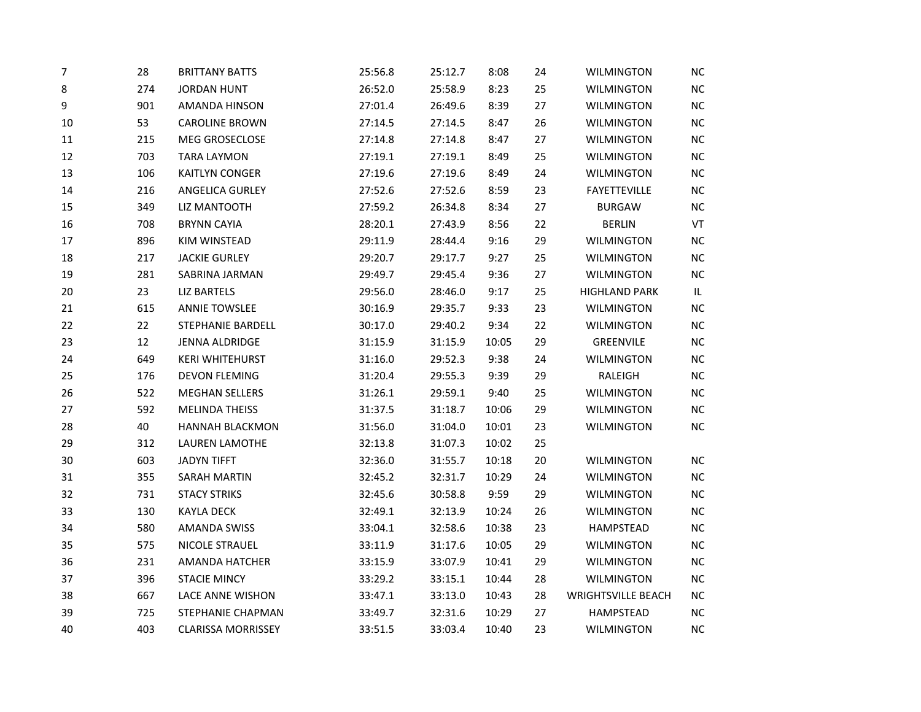| | | | | | | | | |
|---|---|---|---|---|---|---|---|---|
| 7 | 28 | BRITTANY BATTS | 25:56.8 | 25:12.7 | 8:08 | 24 | WILMINGTON | NC |
| 8 | 274 | JORDAN HUNT | 26:52.0 | 25:58.9 | 8:23 | 25 | WILMINGTON | NC |
| 9 | 901 | AMANDA HINSON | 27:01.4 | 26:49.6 | 8:39 | 27 | WILMINGTON | NC |
| 10 | 53 | CAROLINE BROWN | 27:14.5 | 27:14.5 | 8:47 | 26 | WILMINGTON | NC |
| 11 | 215 | MEG GROSECLOSE | 27:14.8 | 27:14.8 | 8:47 | 27 | WILMINGTON | NC |
| 12 | 703 | TARA LAYMON | 27:19.1 | 27:19.1 | 8:49 | 25 | WILMINGTON | NC |
| 13 | 106 | KAITLYN CONGER | 27:19.6 | 27:19.6 | 8:49 | 24 | WILMINGTON | NC |
| 14 | 216 | ANGELICA GURLEY | 27:52.6 | 27:52.6 | 8:59 | 23 | FAYETTEVILLE | NC |
| 15 | 349 | LIZ MANTOOTH | 27:59.2 | 26:34.8 | 8:34 | 27 | BURGAW | NC |
| 16 | 708 | BRYNN CAYIA | 28:20.1 | 27:43.9 | 8:56 | 22 | BERLIN | VT |
| 17 | 896 | KIM WINSTEAD | 29:11.9 | 28:44.4 | 9:16 | 29 | WILMINGTON | NC |
| 18 | 217 | JACKIE GURLEY | 29:20.7 | 29:17.7 | 9:27 | 25 | WILMINGTON | NC |
| 19 | 281 | SABRINA JARMAN | 29:49.7 | 29:45.4 | 9:36 | 27 | WILMINGTON | NC |
| 20 | 23 | LIZ BARTELS | 29:56.0 | 28:46.0 | 9:17 | 25 | HIGHLAND PARK | IL |
| 21 | 615 | ANNIE TOWSLEE | 30:16.9 | 29:35.7 | 9:33 | 23 | WILMINGTON | NC |
| 22 | 22 | STEPHANIE BARDELL | 30:17.0 | 29:40.2 | 9:34 | 22 | WILMINGTON | NC |
| 23 | 12 | JENNA ALDRIDGE | 31:15.9 | 31:15.9 | 10:05 | 29 | GREENVILE | NC |
| 24 | 649 | KERI WHITEHURST | 31:16.0 | 29:52.3 | 9:38 | 24 | WILMINGTON | NC |
| 25 | 176 | DEVON FLEMING | 31:20.4 | 29:55.3 | 9:39 | 29 | RALEIGH | NC |
| 26 | 522 | MEGHAN SELLERS | 31:26.1 | 29:59.1 | 9:40 | 25 | WILMINGTON | NC |
| 27 | 592 | MELINDA THEISS | 31:37.5 | 31:18.7 | 10:06 | 29 | WILMINGTON | NC |
| 28 | 40 | HANNAH BLACKMON | 31:56.0 | 31:04.0 | 10:01 | 23 | WILMINGTON | NC |
| 29 | 312 | LAUREN LAMOTHE | 32:13.8 | 31:07.3 | 10:02 | 25 | | |
| 30 | 603 | JADYN TIFFT | 32:36.0 | 31:55.7 | 10:18 | 20 | WILMINGTON | NC |
| 31 | 355 | SARAH MARTIN | 32:45.2 | 32:31.7 | 10:29 | 24 | WILMINGTON | NC |
| 32 | 731 | STACY STRIKS | 32:45.6 | 30:58.8 | 9:59 | 29 | WILMINGTON | NC |
| 33 | 130 | KAYLA DECK | 32:49.1 | 32:13.9 | 10:24 | 26 | WILMINGTON | NC |
| 34 | 580 | AMANDA SWISS | 33:04.1 | 32:58.6 | 10:38 | 23 | HAMPSTEAD | NC |
| 35 | 575 | NICOLE STRAUEL | 33:11.9 | 31:17.6 | 10:05 | 29 | WILMINGTON | NC |
| 36 | 231 | AMANDA HATCHER | 33:15.9 | 33:07.9 | 10:41 | 29 | WILMINGTON | NC |
| 37 | 396 | STACIE MINCY | 33:29.2 | 33:15.1 | 10:44 | 28 | WILMINGTON | NC |
| 38 | 667 | LACE ANNE WISHON | 33:47.1 | 33:13.0 | 10:43 | 28 | WRIGHTSVILLE BEACH | NC |
| 39 | 725 | STEPHANIE CHAPMAN | 33:49.7 | 32:31.6 | 10:29 | 27 | HAMPSTEAD | NC |
| 40 | 403 | CLARISSA MORRISSEY | 33:51.5 | 33:03.4 | 10:40 | 23 | WILMINGTON | NC |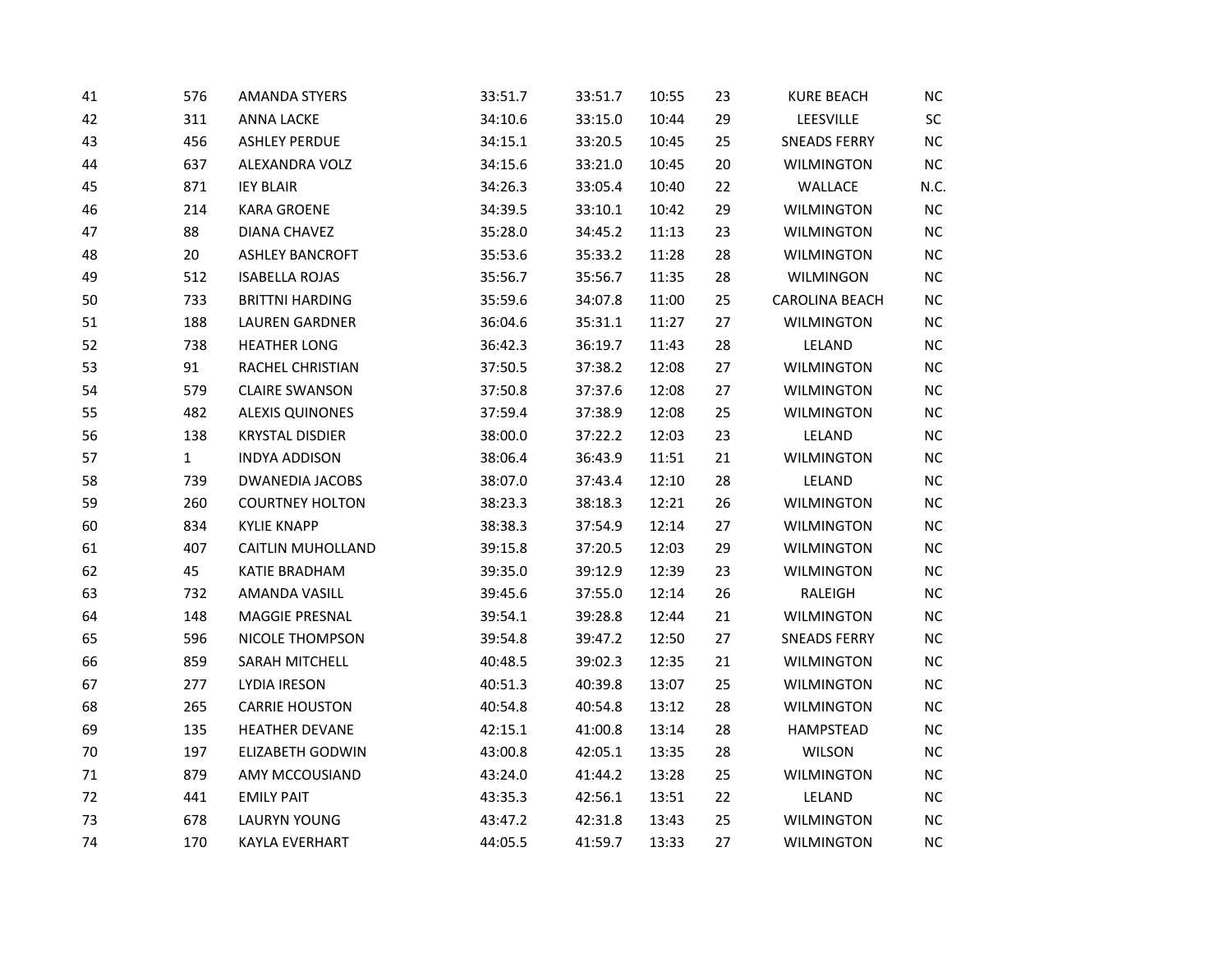| | | | | | | | | |
|---|---|---|---|---|---|---|---|---|
| 41 | 576 | AMANDA STYERS | 33:51.7 | 33:51.7 | 10:55 | 23 | KURE BEACH | NC |
| 42 | 311 | ANNA LACKE | 34:10.6 | 33:15.0 | 10:44 | 29 | LEESVILLE | SC |
| 43 | 456 | ASHLEY PERDUE | 34:15.1 | 33:20.5 | 10:45 | 25 | SNEADS FERRY | NC |
| 44 | 637 | ALEXANDRA VOLZ | 34:15.6 | 33:21.0 | 10:45 | 20 | WILMINGTON | NC |
| 45 | 871 | IEY BLAIR | 34:26.3 | 33:05.4 | 10:40 | 22 | WALLACE | N.C. |
| 46 | 214 | KARA GROENE | 34:39.5 | 33:10.1 | 10:42 | 29 | WILMINGTON | NC |
| 47 | 88 | DIANA CHAVEZ | 35:28.0 | 34:45.2 | 11:13 | 23 | WILMINGTON | NC |
| 48 | 20 | ASHLEY BANCROFT | 35:53.6 | 35:33.2 | 11:28 | 28 | WILMINGTON | NC |
| 49 | 512 | ISABELLA ROJAS | 35:56.7 | 35:56.7 | 11:35 | 28 | WILMINGON | NC |
| 50 | 733 | BRITTNI HARDING | 35:59.6 | 34:07.8 | 11:00 | 25 | CAROLINA BEACH | NC |
| 51 | 188 | LAUREN GARDNER | 36:04.6 | 35:31.1 | 11:27 | 27 | WILMINGTON | NC |
| 52 | 738 | HEATHER LONG | 36:42.3 | 36:19.7 | 11:43 | 28 | LELAND | NC |
| 53 | 91 | RACHEL CHRISTIAN | 37:50.5 | 37:38.2 | 12:08 | 27 | WILMINGTON | NC |
| 54 | 579 | CLAIRE SWANSON | 37:50.8 | 37:37.6 | 12:08 | 27 | WILMINGTON | NC |
| 55 | 482 | ALEXIS QUINONES | 37:59.4 | 37:38.9 | 12:08 | 25 | WILMINGTON | NC |
| 56 | 138 | KRYSTAL DISDIER | 38:00.0 | 37:22.2 | 12:03 | 23 | LELAND | NC |
| 57 | 1 | INDYA ADDISON | 38:06.4 | 36:43.9 | 11:51 | 21 | WILMINGTON | NC |
| 58 | 739 | DWANEDIA JACOBS | 38:07.0 | 37:43.4 | 12:10 | 28 | LELAND | NC |
| 59 | 260 | COURTNEY HOLTON | 38:23.3 | 38:18.3 | 12:21 | 26 | WILMINGTON | NC |
| 60 | 834 | KYLIE KNAPP | 38:38.3 | 37:54.9 | 12:14 | 27 | WILMINGTON | NC |
| 61 | 407 | CAITLIN MUHOLLAND | 39:15.8 | 37:20.5 | 12:03 | 29 | WILMINGTON | NC |
| 62 | 45 | KATIE BRADHAM | 39:35.0 | 39:12.9 | 12:39 | 23 | WILMINGTON | NC |
| 63 | 732 | AMANDA VASILL | 39:45.6 | 37:55.0 | 12:14 | 26 | RALEIGH | NC |
| 64 | 148 | MAGGIE PRESNAL | 39:54.1 | 39:28.8 | 12:44 | 21 | WILMINGTON | NC |
| 65 | 596 | NICOLE THOMPSON | 39:54.8 | 39:47.2 | 12:50 | 27 | SNEADS FERRY | NC |
| 66 | 859 | SARAH MITCHELL | 40:48.5 | 39:02.3 | 12:35 | 21 | WILMINGTON | NC |
| 67 | 277 | LYDIA IRESON | 40:51.3 | 40:39.8 | 13:07 | 25 | WILMINGTON | NC |
| 68 | 265 | CARRIE HOUSTON | 40:54.8 | 40:54.8 | 13:12 | 28 | WILMINGTON | NC |
| 69 | 135 | HEATHER DEVANE | 42:15.1 | 41:00.8 | 13:14 | 28 | HAMPSTEAD | NC |
| 70 | 197 | ELIZABETH GODWIN | 43:00.8 | 42:05.1 | 13:35 | 28 | WILSON | NC |
| 71 | 879 | AMY MCCOUSIAND | 43:24.0 | 41:44.2 | 13:28 | 25 | WILMINGTON | NC |
| 72 | 441 | EMILY PAIT | 43:35.3 | 42:56.1 | 13:51 | 22 | LELAND | NC |
| 73 | 678 | LAURYN YOUNG | 43:47.2 | 42:31.8 | 13:43 | 25 | WILMINGTON | NC |
| 74 | 170 | KAYLA EVERHART | 44:05.5 | 41:59.7 | 13:33 | 27 | WILMINGTON | NC |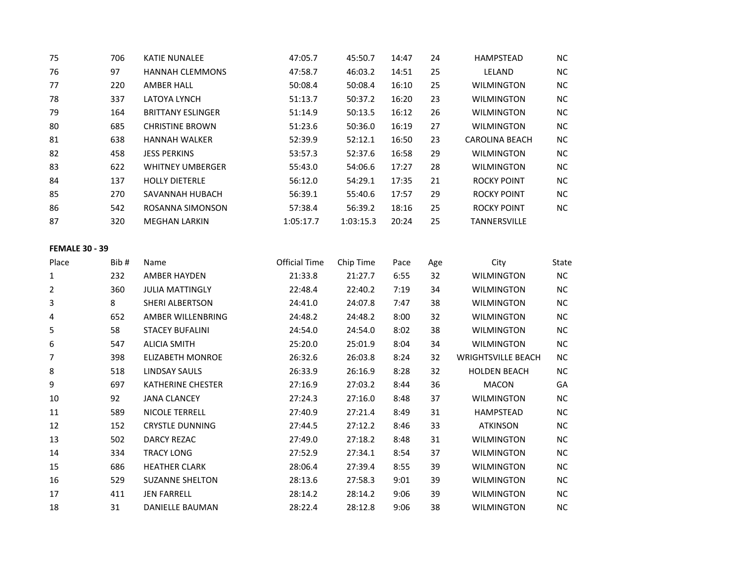| | | | | | | | | |
|---|---|---|---|---|---|---|---|---|
| 75 | 706 | KATIE NUNALEE | 47:05.7 | 45:50.7 | 14:47 | 24 | HAMPSTEAD | NC |
| 76 | 97 | HANNAH CLEMMONS | 47:58.7 | 46:03.2 | 14:51 | 25 | LELAND | NC |
| 77 | 220 | AMBER HALL | 50:08.4 | 50:08.4 | 16:10 | 25 | WILMINGTON | NC |
| 78 | 337 | LATOYA LYNCH | 51:13.7 | 50:37.2 | 16:20 | 23 | WILMINGTON | NC |
| 79 | 164 | BRITTANY ESLINGER | 51:14.9 | 50:13.5 | 16:12 | 26 | WILMINGTON | NC |
| 80 | 685 | CHRISTINE BROWN | 51:23.6 | 50:36.0 | 16:19 | 27 | WILMINGTON | NC |
| 81 | 638 | HANNAH WALKER | 52:39.9 | 52:12.1 | 16:50 | 23 | CAROLINA BEACH | NC |
| 82 | 458 | JESS PERKINS | 53:57.3 | 52:37.6 | 16:58 | 29 | WILMINGTON | NC |
| 83 | 622 | WHITNEY UMBERGER | 55:43.0 | 54:06.6 | 17:27 | 28 | WILMINGTON | NC |
| 84 | 137 | HOLLY DIETERLE | 56:12.0 | 54:29.1 | 17:35 | 21 | ROCKY POINT | NC |
| 85 | 270 | SAVANNAH HUBACH | 56:39.1 | 55:40.6 | 17:57 | 29 | ROCKY POINT | NC |
| 86 | 542 | ROSANNA SIMONSON | 57:38.4 | 56:39.2 | 18:16 | 25 | ROCKY POINT | NC |
| 87 | 320 | MEGHAN LARKIN | 1:05:17.7 | 1:03:15.3 | 20:24 | 25 | TANNERSVILLE | |

**FEMALE 30 - 39**

| Place | Bib # | Name | Official Time | Chip Time | Pace | Age | City | State |
|---|---|---|---|---|---|---|---|---|
| 1 | 232 | AMBER HAYDEN | 21:33.8 | 21:27.7 | 6:55 | 32 | WILMINGTON | NC |
| 2 | 360 | JULIA MATTINGLY | 22:48.4 | 22:40.2 | 7:19 | 34 | WILMINGTON | NC |
| 3 | 8 | SHERI ALBERTSON | 24:41.0 | 24:07.8 | 7:47 | 38 | WILMINGTON | NC |
| 4 | 652 | AMBER WILLENBRING | 24:48.2 | 24:48.2 | 8:00 | 32 | WILMINGTON | NC |
| 5 | 58 | STACEY BUFALINI | 24:54.0 | 24:54.0 | 8:02 | 38 | WILMINGTON | NC |
| 6 | 547 | ALICIA SMITH | 25:20.0 | 25:01.9 | 8:04 | 34 | WILMINGTON | NC |
| 7 | 398 | ELIZABETH MONROE | 26:32.6 | 26:03.8 | 8:24 | 32 | WRIGHTSVILLE BEACH | NC |
| 8 | 518 | LINDSAY SAULS | 26:33.9 | 26:16.9 | 8:28 | 32 | HOLDEN BEACH | NC |
| 9 | 697 | KATHERINE CHESTER | 27:16.9 | 27:03.2 | 8:44 | 36 | MACON | GA |
| 10 | 92 | JANA CLANCEY | 27:24.3 | 27:16.0 | 8:48 | 37 | WILMINGTON | NC |
| 11 | 589 | NICOLE TERRELL | 27:40.9 | 27:21.4 | 8:49 | 31 | HAMPSTEAD | NC |
| 12 | 152 | CRYSTLE DUNNING | 27:44.5 | 27:12.2 | 8:46 | 33 | ATKINSON | NC |
| 13 | 502 | DARCY REZAC | 27:49.0 | 27:18.2 | 8:48 | 31 | WILMINGTON | NC |
| 14 | 334 | TRACY LONG | 27:52.9 | 27:34.1 | 8:54 | 37 | WILMINGTON | NC |
| 15 | 686 | HEATHER CLARK | 28:06.4 | 27:39.4 | 8:55 | 39 | WILMINGTON | NC |
| 16 | 529 | SUZANNE SHELTON | 28:13.6 | 27:58.3 | 9:01 | 39 | WILMINGTON | NC |
| 17 | 411 | JEN FARRELL | 28:14.2 | 28:14.2 | 9:06 | 39 | WILMINGTON | NC |
| 18 | 31 | DANIELLE BAUMAN | 28:22.4 | 28:12.8 | 9:06 | 38 | WILMINGTON | NC |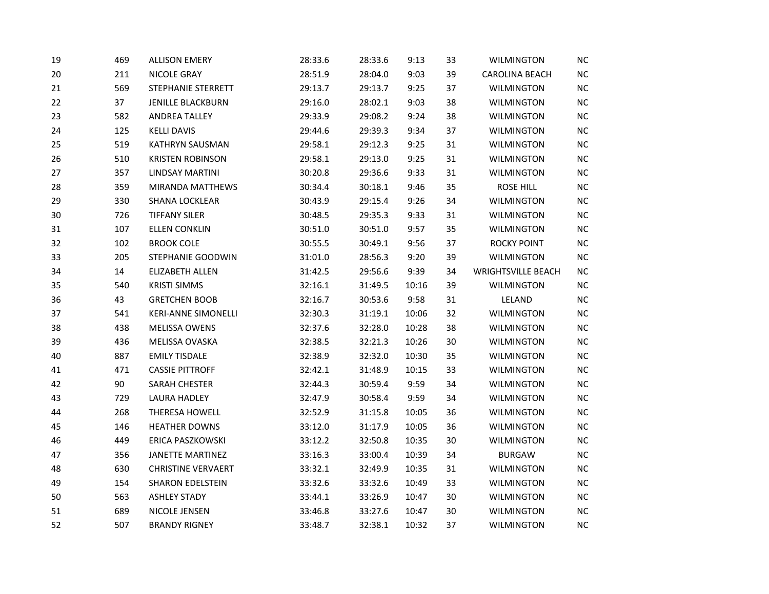| | | | | | | | | |
|---|---|---|---|---|---|---|---|---|
| 19 | 469 | ALLISON EMERY | 28:33.6 | 28:33.6 | 9:13 | 33 | WILMINGTON | NC |
| 20 | 211 | NICOLE GRAY | 28:51.9 | 28:04.0 | 9:03 | 39 | CAROLINA BEACH | NC |
| 21 | 569 | STEPHANIE STERRETT | 29:13.7 | 29:13.7 | 9:25 | 37 | WILMINGTON | NC |
| 22 | 37 | JENILLE BLACKBURN | 29:16.0 | 28:02.1 | 9:03 | 38 | WILMINGTON | NC |
| 23 | 582 | ANDREA TALLEY | 29:33.9 | 29:08.2 | 9:24 | 38 | WILMINGTON | NC |
| 24 | 125 | KELLI DAVIS | 29:44.6 | 29:39.3 | 9:34 | 37 | WILMINGTON | NC |
| 25 | 519 | KATHRYN SAUSMAN | 29:58.1 | 29:12.3 | 9:25 | 31 | WILMINGTON | NC |
| 26 | 510 | KRISTEN ROBINSON | 29:58.1 | 29:13.0 | 9:25 | 31 | WILMINGTON | NC |
| 27 | 357 | LINDSAY MARTINI | 30:20.8 | 29:36.6 | 9:33 | 31 | WILMINGTON | NC |
| 28 | 359 | MIRANDA MATTHEWS | 30:34.4 | 30:18.1 | 9:46 | 35 | ROSE HILL | NC |
| 29 | 330 | SHANA LOCKLEAR | 30:43.9 | 29:15.4 | 9:26 | 34 | WILMINGTON | NC |
| 30 | 726 | TIFFANY SILER | 30:48.5 | 29:35.3 | 9:33 | 31 | WILMINGTON | NC |
| 31 | 107 | ELLEN CONKLIN | 30:51.0 | 30:51.0 | 9:57 | 35 | WILMINGTON | NC |
| 32 | 102 | BROOK COLE | 30:55.5 | 30:49.1 | 9:56 | 37 | ROCKY POINT | NC |
| 33 | 205 | STEPHANIE GOODWIN | 31:01.0 | 28:56.3 | 9:20 | 39 | WILMINGTON | NC |
| 34 | 14 | ELIZABETH ALLEN | 31:42.5 | 29:56.6 | 9:39 | 34 | WRIGHTSVILLE BEACH | NC |
| 35 | 540 | KRISTI SIMMS | 32:16.1 | 31:49.5 | 10:16 | 39 | WILMINGTON | NC |
| 36 | 43 | GRETCHEN BOOB | 32:16.7 | 30:53.6 | 9:58 | 31 | LELAND | NC |
| 37 | 541 | KERI-ANNE SIMONELLI | 32:30.3 | 31:19.1 | 10:06 | 32 | WILMINGTON | NC |
| 38 | 438 | MELISSA OWENS | 32:37.6 | 32:28.0 | 10:28 | 38 | WILMINGTON | NC |
| 39 | 436 | MELISSA OVASKA | 32:38.5 | 32:21.3 | 10:26 | 30 | WILMINGTON | NC |
| 40 | 887 | EMILY TISDALE | 32:38.9 | 32:32.0 | 10:30 | 35 | WILMINGTON | NC |
| 41 | 471 | CASSIE PITTROFF | 32:42.1 | 31:48.9 | 10:15 | 33 | WILMINGTON | NC |
| 42 | 90 | SARAH CHESTER | 32:44.3 | 30:59.4 | 9:59 | 34 | WILMINGTON | NC |
| 43 | 729 | LAURA HADLEY | 32:47.9 | 30:58.4 | 9:59 | 34 | WILMINGTON | NC |
| 44 | 268 | THERESA HOWELL | 32:52.9 | 31:15.8 | 10:05 | 36 | WILMINGTON | NC |
| 45 | 146 | HEATHER DOWNS | 33:12.0 | 31:17.9 | 10:05 | 36 | WILMINGTON | NC |
| 46 | 449 | ERICA PASZKOWSKI | 33:12.2 | 32:50.8 | 10:35 | 30 | WILMINGTON | NC |
| 47 | 356 | JANETTE MARTINEZ | 33:16.3 | 33:00.4 | 10:39 | 34 | BURGAW | NC |
| 48 | 630 | CHRISTINE VERVAERT | 33:32.1 | 32:49.9 | 10:35 | 31 | WILMINGTON | NC |
| 49 | 154 | SHARON EDELSTEIN | 33:32.6 | 33:32.6 | 10:49 | 33 | WILMINGTON | NC |
| 50 | 563 | ASHLEY STADY | 33:44.1 | 33:26.9 | 10:47 | 30 | WILMINGTON | NC |
| 51 | 689 | NICOLE JENSEN | 33:46.8 | 33:27.6 | 10:47 | 30 | WILMINGTON | NC |
| 52 | 507 | BRANDY RIGNEY | 33:48.7 | 32:38.1 | 10:32 | 37 | WILMINGTON | NC |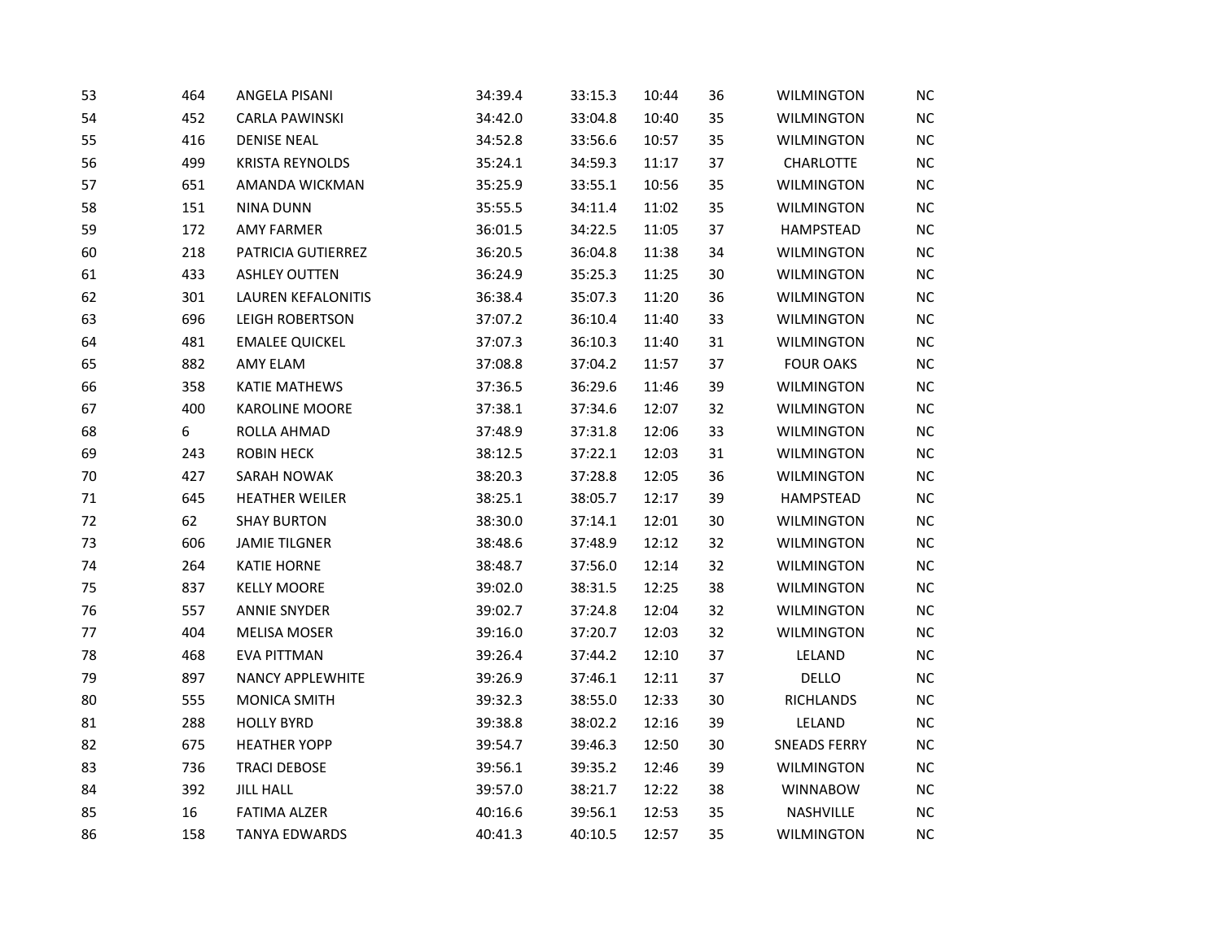| | | | | | | | | |
|---|---|---|---|---|---|---|---|---|
| 53 | 464 | ANGELA PISANI | 34:39.4 | 33:15.3 | 10:44 | 36 | WILMINGTON | NC |
| 54 | 452 | CARLA PAWINSKI | 34:42.0 | 33:04.8 | 10:40 | 35 | WILMINGTON | NC |
| 55 | 416 | DENISE NEAL | 34:52.8 | 33:56.6 | 10:57 | 35 | WILMINGTON | NC |
| 56 | 499 | KRISTA REYNOLDS | 35:24.1 | 34:59.3 | 11:17 | 37 | CHARLOTTE | NC |
| 57 | 651 | AMANDA WICKMAN | 35:25.9 | 33:55.1 | 10:56 | 35 | WILMINGTON | NC |
| 58 | 151 | NINA DUNN | 35:55.5 | 34:11.4 | 11:02 | 35 | WILMINGTON | NC |
| 59 | 172 | AMY FARMER | 36:01.5 | 34:22.5 | 11:05 | 37 | HAMPSTEAD | NC |
| 60 | 218 | PATRICIA GUTIERREZ | 36:20.5 | 36:04.8 | 11:38 | 34 | WILMINGTON | NC |
| 61 | 433 | ASHLEY OUTTEN | 36:24.9 | 35:25.3 | 11:25 | 30 | WILMINGTON | NC |
| 62 | 301 | LAUREN KEFALONITIS | 36:38.4 | 35:07.3 | 11:20 | 36 | WILMINGTON | NC |
| 63 | 696 | LEIGH ROBERTSON | 37:07.2 | 36:10.4 | 11:40 | 33 | WILMINGTON | NC |
| 64 | 481 | EMALEE QUICKEL | 37:07.3 | 36:10.3 | 11:40 | 31 | WILMINGTON | NC |
| 65 | 882 | AMY ELAM | 37:08.8 | 37:04.2 | 11:57 | 37 | FOUR OAKS | NC |
| 66 | 358 | KATIE MATHEWS | 37:36.5 | 36:29.6 | 11:46 | 39 | WILMINGTON | NC |
| 67 | 400 | KAROLINE MOORE | 37:38.1 | 37:34.6 | 12:07 | 32 | WILMINGTON | NC |
| 68 | 6 | ROLLA AHMAD | 37:48.9 | 37:31.8 | 12:06 | 33 | WILMINGTON | NC |
| 69 | 243 | ROBIN HECK | 38:12.5 | 37:22.1 | 12:03 | 31 | WILMINGTON | NC |
| 70 | 427 | SARAH NOWAK | 38:20.3 | 37:28.8 | 12:05 | 36 | WILMINGTON | NC |
| 71 | 645 | HEATHER WEILER | 38:25.1 | 38:05.7 | 12:17 | 39 | HAMPSTEAD | NC |
| 72 | 62 | SHAY BURTON | 38:30.0 | 37:14.1 | 12:01 | 30 | WILMINGTON | NC |
| 73 | 606 | JAMIE TILGNER | 38:48.6 | 37:48.9 | 12:12 | 32 | WILMINGTON | NC |
| 74 | 264 | KATIE HORNE | 38:48.7 | 37:56.0 | 12:14 | 32 | WILMINGTON | NC |
| 75 | 837 | KELLY MOORE | 39:02.0 | 38:31.5 | 12:25 | 38 | WILMINGTON | NC |
| 76 | 557 | ANNIE SNYDER | 39:02.7 | 37:24.8 | 12:04 | 32 | WILMINGTON | NC |
| 77 | 404 | MELISA MOSER | 39:16.0 | 37:20.7 | 12:03 | 32 | WILMINGTON | NC |
| 78 | 468 | EVA PITTMAN | 39:26.4 | 37:44.2 | 12:10 | 37 | LELAND | NC |
| 79 | 897 | NANCY APPLEWHITE | 39:26.9 | 37:46.1 | 12:11 | 37 | DELLO | NC |
| 80 | 555 | MONICA SMITH | 39:32.3 | 38:55.0 | 12:33 | 30 | RICHLANDS | NC |
| 81 | 288 | HOLLY BYRD | 39:38.8 | 38:02.2 | 12:16 | 39 | LELAND | NC |
| 82 | 675 | HEATHER YOPP | 39:54.7 | 39:46.3 | 12:50 | 30 | SNEADS FERRY | NC |
| 83 | 736 | TRACI DEBOSE | 39:56.1 | 39:35.2 | 12:46 | 39 | WILMINGTON | NC |
| 84 | 392 | JILL HALL | 39:57.0 | 38:21.7 | 12:22 | 38 | WINNABOW | NC |
| 85 | 16 | FATIMA ALZER | 40:16.6 | 39:56.1 | 12:53 | 35 | NASHVILLE | NC |
| 86 | 158 | TANYA EDWARDS | 40:41.3 | 40:10.5 | 12:57 | 35 | WILMINGTON | NC |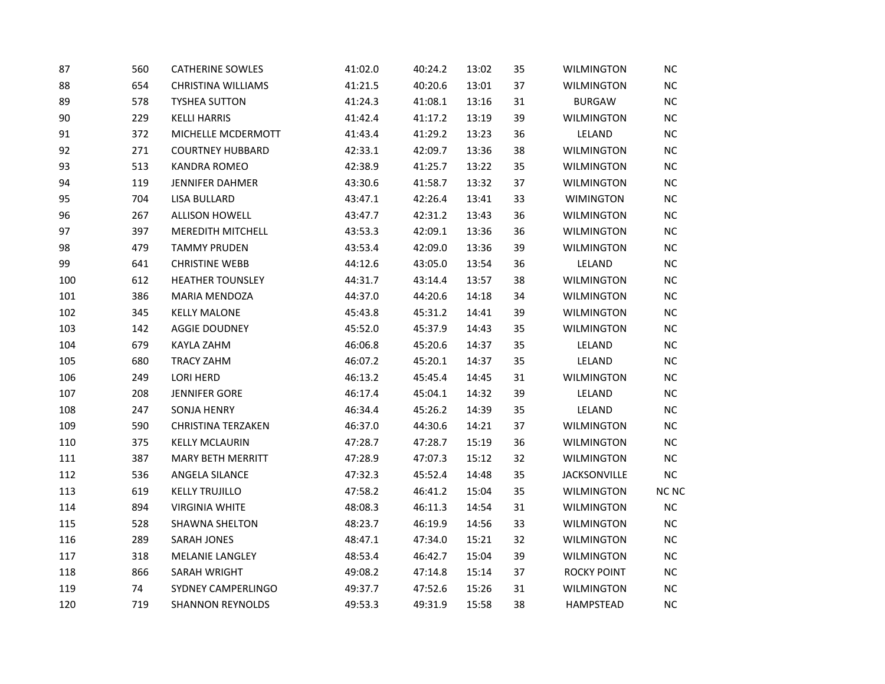| | | | | | | | | |
|---|---|---|---|---|---|---|---|---|
| 87 | 560 | CATHERINE SOWLES | 41:02.0 | 40:24.2 | 13:02 | 35 | WILMINGTON | NC |
| 88 | 654 | CHRISTINA WILLIAMS | 41:21.5 | 40:20.6 | 13:01 | 37 | WILMINGTON | NC |
| 89 | 578 | TYSHEA SUTTON | 41:24.3 | 41:08.1 | 13:16 | 31 | BURGAW | NC |
| 90 | 229 | KELLI HARRIS | 41:42.4 | 41:17.2 | 13:19 | 39 | WILMINGTON | NC |
| 91 | 372 | MICHELLE MCDERMOTT | 41:43.4 | 41:29.2 | 13:23 | 36 | LELAND | NC |
| 92 | 271 | COURTNEY HUBBARD | 42:33.1 | 42:09.7 | 13:36 | 38 | WILMINGTON | NC |
| 93 | 513 | KANDRA ROMEO | 42:38.9 | 41:25.7 | 13:22 | 35 | WILMINGTON | NC |
| 94 | 119 | JENNIFER DAHMER | 43:30.6 | 41:58.7 | 13:32 | 37 | WILMINGTON | NC |
| 95 | 704 | LISA BULLARD | 43:47.1 | 42:26.4 | 13:41 | 33 | WIMINGTON | NC |
| 96 | 267 | ALLISON HOWELL | 43:47.7 | 42:31.2 | 13:43 | 36 | WILMINGTON | NC |
| 97 | 397 | MEREDITH MITCHELL | 43:53.3 | 42:09.1 | 13:36 | 36 | WILMINGTON | NC |
| 98 | 479 | TAMMY PRUDEN | 43:53.4 | 42:09.0 | 13:36 | 39 | WILMINGTON | NC |
| 99 | 641 | CHRISTINE WEBB | 44:12.6 | 43:05.0 | 13:54 | 36 | LELAND | NC |
| 100 | 612 | HEATHER TOUNSLEY | 44:31.7 | 43:14.4 | 13:57 | 38 | WILMINGTON | NC |
| 101 | 386 | MARIA MENDOZA | 44:37.0 | 44:20.6 | 14:18 | 34 | WILMINGTON | NC |
| 102 | 345 | KELLY MALONE | 45:43.8 | 45:31.2 | 14:41 | 39 | WILMINGTON | NC |
| 103 | 142 | AGGIE DOUDNEY | 45:52.0 | 45:37.9 | 14:43 | 35 | WILMINGTON | NC |
| 104 | 679 | KAYLA ZAHM | 46:06.8 | 45:20.6 | 14:37 | 35 | LELAND | NC |
| 105 | 680 | TRACY ZAHM | 46:07.2 | 45:20.1 | 14:37 | 35 | LELAND | NC |
| 106 | 249 | LORI HERD | 46:13.2 | 45:45.4 | 14:45 | 31 | WILMINGTON | NC |
| 107 | 208 | JENNIFER GORE | 46:17.4 | 45:04.1 | 14:32 | 39 | LELAND | NC |
| 108 | 247 | SONJA HENRY | 46:34.4 | 45:26.2 | 14:39 | 35 | LELAND | NC |
| 109 | 590 | CHRISTINA TERZAKEN | 46:37.0 | 44:30.6 | 14:21 | 37 | WILMINGTON | NC |
| 110 | 375 | KELLY MCLAURIN | 47:28.7 | 47:28.7 | 15:19 | 36 | WILMINGTON | NC |
| 111 | 387 | MARY BETH MERRITT | 47:28.9 | 47:07.3 | 15:12 | 32 | WILMINGTON | NC |
| 112 | 536 | ANGELA SILANCE | 47:32.3 | 45:52.4 | 14:48 | 35 | JACKSONVILLE | NC |
| 113 | 619 | KELLY TRUJILLO | 47:58.2 | 46:41.2 | 15:04 | 35 | WILMINGTON | NC NC |
| 114 | 894 | VIRGINIA WHITE | 48:08.3 | 46:11.3 | 14:54 | 31 | WILMINGTON | NC |
| 115 | 528 | SHAWNA SHELTON | 48:23.7 | 46:19.9 | 14:56 | 33 | WILMINGTON | NC |
| 116 | 289 | SARAH JONES | 48:47.1 | 47:34.0 | 15:21 | 32 | WILMINGTON | NC |
| 117 | 318 | MELANIE LANGLEY | 48:53.4 | 46:42.7 | 15:04 | 39 | WILMINGTON | NC |
| 118 | 866 | SARAH WRIGHT | 49:08.2 | 47:14.8 | 15:14 | 37 | ROCKY POINT | NC |
| 119 | 74 | SYDNEY CAMPERLINGO | 49:37.7 | 47:52.6 | 15:26 | 31 | WILMINGTON | NC |
| 120 | 719 | SHANNON REYNOLDS | 49:53.3 | 49:31.9 | 15:58 | 38 | HAMPSTEAD | NC |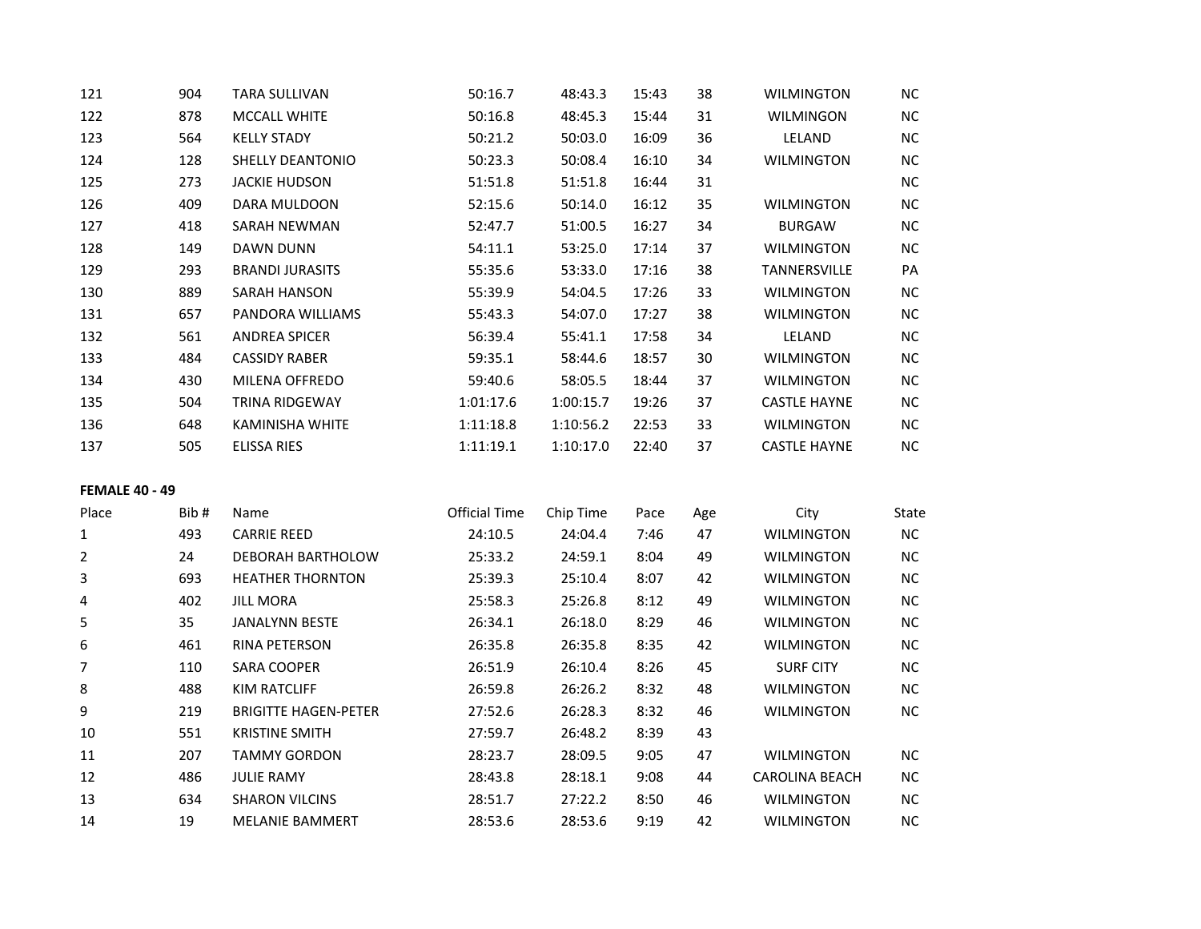| 121 | 904 | TARA SULLIVAN | 50:16.7 | 48:43.3 | 15:43 | 38 | WILMINGTON | NC |
|---|---|---|---|---|---|---|---|---|
| 122 | 878 | MCCALL WHITE | 50:16.8 | 48:45.3 | 15:44 | 31 | WILMINGON | NC |
| 123 | 564 | KELLY STADY | 50:21.2 | 50:03.0 | 16:09 | 36 | LELAND | NC |
| 124 | 128 | SHELLY DEANTONIO | 50:23.3 | 50:08.4 | 16:10 | 34 | WILMINGTON | NC |
| 125 | 273 | JACKIE HUDSON | 51:51.8 | 51:51.8 | 16:44 | 31 | | NC |
| 126 | 409 | DARA MULDOON | 52:15.6 | 50:14.0 | 16:12 | 35 | WILMINGTON | NC |
| 127 | 418 | SARAH NEWMAN | 52:47.7 | 51:00.5 | 16:27 | 34 | BURGAW | NC |
| 128 | 149 | DAWN DUNN | 54:11.1 | 53:25.0 | 17:14 | 37 | WILMINGTON | NC |
| 129 | 293 | BRANDI JURASITS | 55:35.6 | 53:33.0 | 17:16 | 38 | TANNERSVILLE | PA |
| 130 | 889 | SARAH HANSON | 55:39.9 | 54:04.5 | 17:26 | 33 | WILMINGTON | NC |
| 131 | 657 | PANDORA WILLIAMS | 55:43.3 | 54:07.0 | 17:27 | 38 | WILMINGTON | NC |
| 132 | 561 | ANDREA SPICER | 56:39.4 | 55:41.1 | 17:58 | 34 | LELAND | NC |
| 133 | 484 | CASSIDY RABER | 59:35.1 | 58:44.6 | 18:57 | 30 | WILMINGTON | NC |
| 134 | 430 | MILENA OFFREDO | 59:40.6 | 58:05.5 | 18:44 | 37 | WILMINGTON | NC |
| 135 | 504 | TRINA RIDGEWAY | 1:01:17.6 | 1:00:15.7 | 19:26 | 37 | CASTLE HAYNE | NC |
| 136 | 648 | KAMINISHA WHITE | 1:11:18.8 | 1:10:56.2 | 22:53 | 33 | WILMINGTON | NC |
| 137 | 505 | ELISSA RIES | 1:11:19.1 | 1:10:17.0 | 22:40 | 37 | CASTLE HAYNE | NC |

**FEMALE 40 - 49**

| Place | Bib # | Name | Official Time | Chip Time | Pace | Age | City | State |
|---|---|---|---|---|---|---|---|---|
| 1 | 493 | CARRIE REED | 24:10.5 | 24:04.4 | 7:46 | 47 | WILMINGTON | NC |
| 2 | 24 | DEBORAH BARTHOLOW | 25:33.2 | 24:59.1 | 8:04 | 49 | WILMINGTON | NC |
| 3 | 693 | HEATHER THORNTON | 25:39.3 | 25:10.4 | 8:07 | 42 | WILMINGTON | NC |
| 4 | 402 | JILL MORA | 25:58.3 | 25:26.8 | 8:12 | 49 | WILMINGTON | NC |
| 5 | 35 | JANALYNN BESTE | 26:34.1 | 26:18.0 | 8:29 | 46 | WILMINGTON | NC |
| 6 | 461 | RINA PETERSON | 26:35.8 | 26:35.8 | 8:35 | 42 | WILMINGTON | NC |
| 7 | 110 | SARA COOPER | 26:51.9 | 26:10.4 | 8:26 | 45 | SURF CITY | NC |
| 8 | 488 | KIM RATCLIFF | 26:59.8 | 26:26.2 | 8:32 | 48 | WILMINGTON | NC |
| 9 | 219 | BRIGITTE HAGEN-PETER | 27:52.6 | 26:28.3 | 8:32 | 46 | WILMINGTON | NC |
| 10 | 551 | KRISTINE SMITH | 27:59.7 | 26:48.2 | 8:39 | 43 | | |
| 11 | 207 | TAMMY GORDON | 28:23.7 | 28:09.5 | 9:05 | 47 | WILMINGTON | NC |
| 12 | 486 | JULIE RAMY | 28:43.8 | 28:18.1 | 9:08 | 44 | CAROLINA BEACH | NC |
| 13 | 634 | SHARON VILCINS | 28:51.7 | 27:22.2 | 8:50 | 46 | WILMINGTON | NC |
| 14 | 19 | MELANIE BAMMERT | 28:53.6 | 28:53.6 | 9:19 | 42 | WILMINGTON | NC |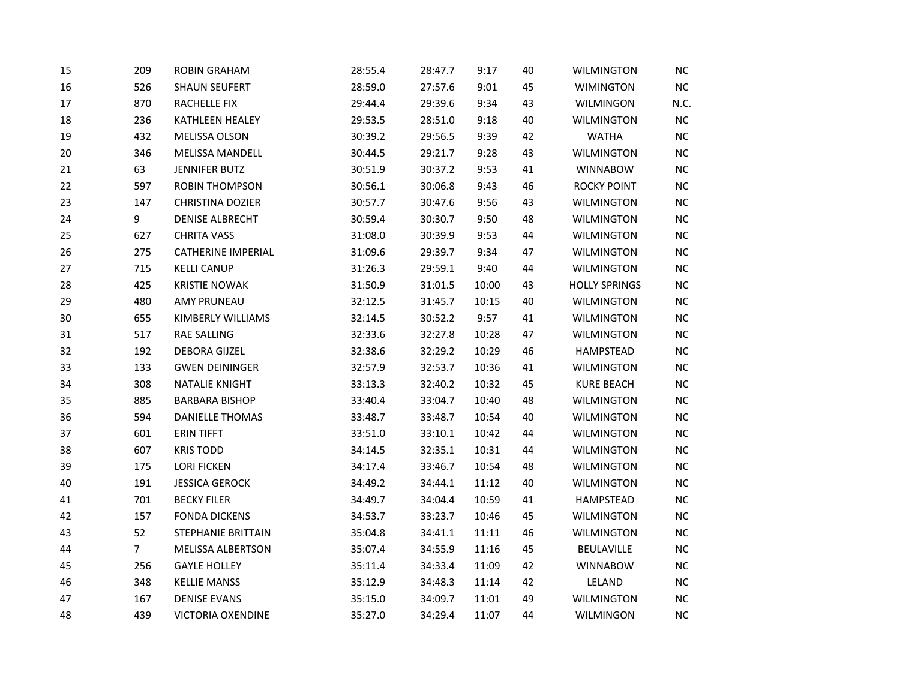| | | | | | | | | |
|---|---|---|---|---|---|---|---|---|
| 15 | 209 | ROBIN GRAHAM | 28:55.4 | 28:47.7 | 9:17 | 40 | WILMINGTON | NC |
| 16 | 526 | SHAUN SEUFERT | 28:59.0 | 27:57.6 | 9:01 | 45 | WIMINGTON | NC |
| 17 | 870 | RACHELLE FIX | 29:44.4 | 29:39.6 | 9:34 | 43 | WILMINGON | N.C. |
| 18 | 236 | KATHLEEN HEALEY | 29:53.5 | 28:51.0 | 9:18 | 40 | WILMINGTON | NC |
| 19 | 432 | MELISSA OLSON | 30:39.2 | 29:56.5 | 9:39 | 42 | WATHA | NC |
| 20 | 346 | MELISSA MANDELL | 30:44.5 | 29:21.7 | 9:28 | 43 | WILMINGTON | NC |
| 21 | 63 | JENNIFER BUTZ | 30:51.9 | 30:37.2 | 9:53 | 41 | WINNABOW | NC |
| 22 | 597 | ROBIN THOMPSON | 30:56.1 | 30:06.8 | 9:43 | 46 | ROCKY POINT | NC |
| 23 | 147 | CHRISTINA DOZIER | 30:57.7 | 30:47.6 | 9:56 | 43 | WILMINGTON | NC |
| 24 | 9 | DENISE ALBRECHT | 30:59.4 | 30:30.7 | 9:50 | 48 | WILMINGTON | NC |
| 25 | 627 | CHRITA VASS | 31:08.0 | 30:39.9 | 9:53 | 44 | WILMINGTON | NC |
| 26 | 275 | CATHERINE IMPERIAL | 31:09.6 | 29:39.7 | 9:34 | 47 | WILMINGTON | NC |
| 27 | 715 | KELLI CANUP | 31:26.3 | 29:59.1 | 9:40 | 44 | WILMINGTON | NC |
| 28 | 425 | KRISTIE NOWAK | 31:50.9 | 31:01.5 | 10:00 | 43 | HOLLY SPRINGS | NC |
| 29 | 480 | AMY PRUNEAU | 32:12.5 | 31:45.7 | 10:15 | 40 | WILMINGTON | NC |
| 30 | 655 | KIMBERLY WILLIAMS | 32:14.5 | 30:52.2 | 9:57 | 41 | WILMINGTON | NC |
| 31 | 517 | RAE SALLING | 32:33.6 | 32:27.8 | 10:28 | 47 | WILMINGTON | NC |
| 32 | 192 | DEBORA GIJZEL | 32:38.6 | 32:29.2 | 10:29 | 46 | HAMPSTEAD | NC |
| 33 | 133 | GWEN DEININGER | 32:57.9 | 32:53.7 | 10:36 | 41 | WILMINGTON | NC |
| 34 | 308 | NATALIE KNIGHT | 33:13.3 | 32:40.2 | 10:32 | 45 | KURE BEACH | NC |
| 35 | 885 | BARBARA BISHOP | 33:40.4 | 33:04.7 | 10:40 | 48 | WILMINGTON | NC |
| 36 | 594 | DANIELLE THOMAS | 33:48.7 | 33:48.7 | 10:54 | 40 | WILMINGTON | NC |
| 37 | 601 | ERIN TIFFT | 33:51.0 | 33:10.1 | 10:42 | 44 | WILMINGTON | NC |
| 38 | 607 | KRIS TODD | 34:14.5 | 32:35.1 | 10:31 | 44 | WILMINGTON | NC |
| 39 | 175 | LORI FICKEN | 34:17.4 | 33:46.7 | 10:54 | 48 | WILMINGTON | NC |
| 40 | 191 | JESSICA GEROCK | 34:49.2 | 34:44.1 | 11:12 | 40 | WILMINGTON | NC |
| 41 | 701 | BECKY FILER | 34:49.7 | 34:04.4 | 10:59 | 41 | HAMPSTEAD | NC |
| 42 | 157 | FONDA DICKENS | 34:53.7 | 33:23.7 | 10:46 | 45 | WILMINGTON | NC |
| 43 | 52 | STEPHANIE BRITTAIN | 35:04.8 | 34:41.1 | 11:11 | 46 | WILMINGTON | NC |
| 44 | 7 | MELISSA ALBERTSON | 35:07.4 | 34:55.9 | 11:16 | 45 | BEULAVILLE | NC |
| 45 | 256 | GAYLE HOLLEY | 35:11.4 | 34:33.4 | 11:09 | 42 | WINNABOW | NC |
| 46 | 348 | KELLIE MANSS | 35:12.9 | 34:48.3 | 11:14 | 42 | LELAND | NC |
| 47 | 167 | DENISE EVANS | 35:15.0 | 34:09.7 | 11:01 | 49 | WILMINGTON | NC |
| 48 | 439 | VICTORIA OXENDINE | 35:27.0 | 34:29.4 | 11:07 | 44 | WILMINGON | NC |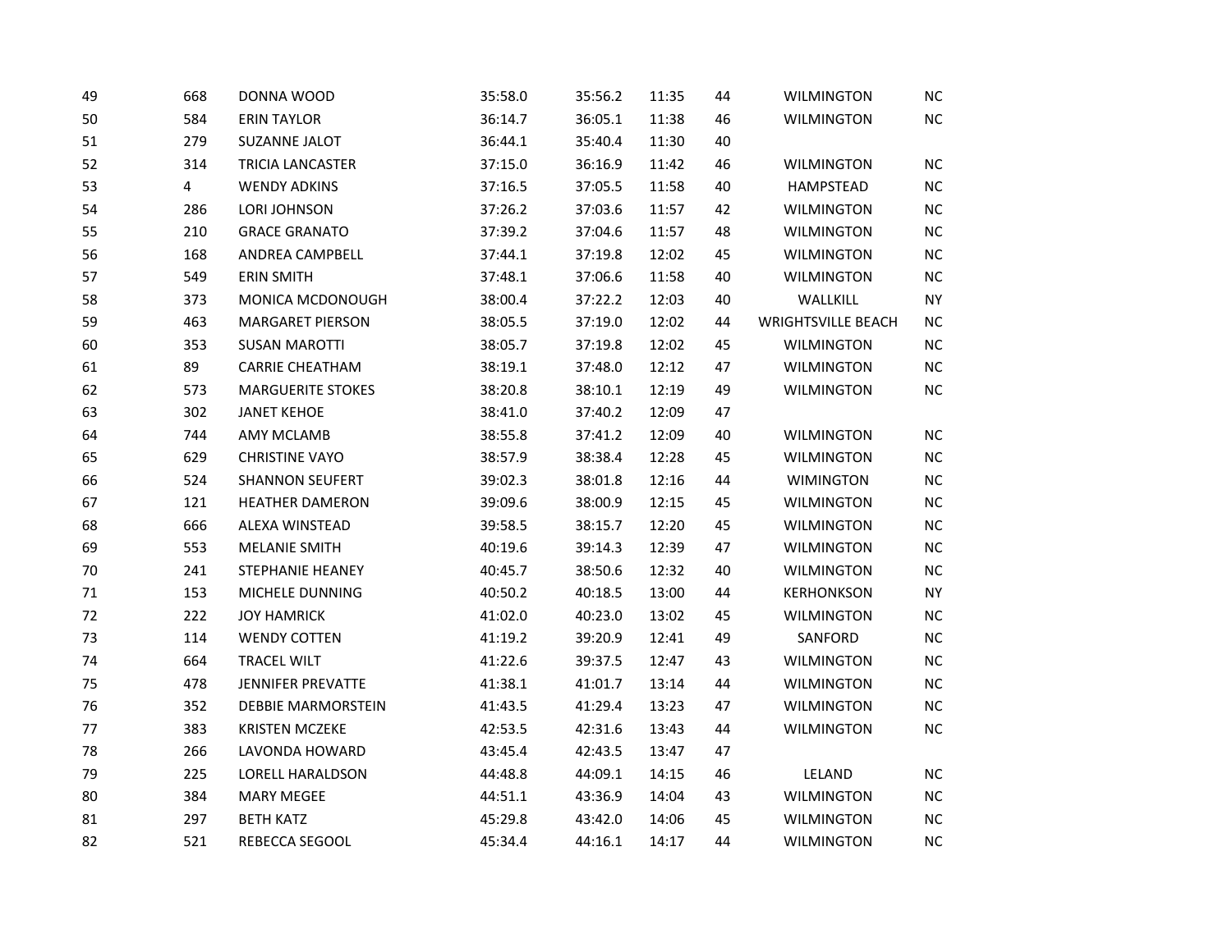| | | | | | | | | |
|---|---|---|---|---|---|---|---|---|
| 49 | 668 | DONNA WOOD | 35:58.0 | 35:56.2 | 11:35 | 44 | WILMINGTON | NC |
| 50 | 584 | ERIN TAYLOR | 36:14.7 | 36:05.1 | 11:38 | 46 | WILMINGTON | NC |
| 51 | 279 | SUZANNE JALOT | 36:44.1 | 35:40.4 | 11:30 | 40 | | |
| 52 | 314 | TRICIA LANCASTER | 37:15.0 | 36:16.9 | 11:42 | 46 | WILMINGTON | NC |
| 53 | 4 | WENDY ADKINS | 37:16.5 | 37:05.5 | 11:58 | 40 | HAMPSTEAD | NC |
| 54 | 286 | LORI JOHNSON | 37:26.2 | 37:03.6 | 11:57 | 42 | WILMINGTON | NC |
| 55 | 210 | GRACE GRANATO | 37:39.2 | 37:04.6 | 11:57 | 48 | WILMINGTON | NC |
| 56 | 168 | ANDREA CAMPBELL | 37:44.1 | 37:19.8 | 12:02 | 45 | WILMINGTON | NC |
| 57 | 549 | ERIN SMITH | 37:48.1 | 37:06.6 | 11:58 | 40 | WILMINGTON | NC |
| 58 | 373 | MONICA MCDONOUGH | 38:00.4 | 37:22.2 | 12:03 | 40 | WALLKILL | NY |
| 59 | 463 | MARGARET PIERSON | 38:05.5 | 37:19.0 | 12:02 | 44 | WRIGHTSVILLE BEACH | NC |
| 60 | 353 | SUSAN MAROTTI | 38:05.7 | 37:19.8 | 12:02 | 45 | WILMINGTON | NC |
| 61 | 89 | CARRIE CHEATHAM | 38:19.1 | 37:48.0 | 12:12 | 47 | WILMINGTON | NC |
| 62 | 573 | MARGUERITE STOKES | 38:20.8 | 38:10.1 | 12:19 | 49 | WILMINGTON | NC |
| 63 | 302 | JANET KEHOE | 38:41.0 | 37:40.2 | 12:09 | 47 | | |
| 64 | 744 | AMY MCLAMB | 38:55.8 | 37:41.2 | 12:09 | 40 | WILMINGTON | NC |
| 65 | 629 | CHRISTINE VAYO | 38:57.9 | 38:38.4 | 12:28 | 45 | WILMINGTON | NC |
| 66 | 524 | SHANNON SEUFERT | 39:02.3 | 38:01.8 | 12:16 | 44 | WIMINGTON | NC |
| 67 | 121 | HEATHER DAMERON | 39:09.6 | 38:00.9 | 12:15 | 45 | WILMINGTON | NC |
| 68 | 666 | ALEXA WINSTEAD | 39:58.5 | 38:15.7 | 12:20 | 45 | WILMINGTON | NC |
| 69 | 553 | MELANIE SMITH | 40:19.6 | 39:14.3 | 12:39 | 47 | WILMINGTON | NC |
| 70 | 241 | STEPHANIE HEANEY | 40:45.7 | 38:50.6 | 12:32 | 40 | WILMINGTON | NC |
| 71 | 153 | MICHELE DUNNING | 40:50.2 | 40:18.5 | 13:00 | 44 | KERHONKSON | NY |
| 72 | 222 | JOY HAMRICK | 41:02.0 | 40:23.0 | 13:02 | 45 | WILMINGTON | NC |
| 73 | 114 | WENDY COTTEN | 41:19.2 | 39:20.9 | 12:41 | 49 | SANFORD | NC |
| 74 | 664 | TRACEL WILT | 41:22.6 | 39:37.5 | 12:47 | 43 | WILMINGTON | NC |
| 75 | 478 | JENNIFER PREVATTE | 41:38.1 | 41:01.7 | 13:14 | 44 | WILMINGTON | NC |
| 76 | 352 | DEBBIE MARMORSTEIN | 41:43.5 | 41:29.4 | 13:23 | 47 | WILMINGTON | NC |
| 77 | 383 | KRISTEN MCZEKE | 42:53.5 | 42:31.6 | 13:43 | 44 | WILMINGTON | NC |
| 78 | 266 | LAVONDA HOWARD | 43:45.4 | 42:43.5 | 13:47 | 47 | | |
| 79 | 225 | LORELL HARALDSON | 44:48.8 | 44:09.1 | 14:15 | 46 | LELAND | NC |
| 80 | 384 | MARY MEGEE | 44:51.1 | 43:36.9 | 14:04 | 43 | WILMINGTON | NC |
| 81 | 297 | BETH KATZ | 45:29.8 | 43:42.0 | 14:06 | 45 | WILMINGTON | NC |
| 82 | 521 | REBECCA SEGOOL | 45:34.4 | 44:16.1 | 14:17 | 44 | WILMINGTON | NC |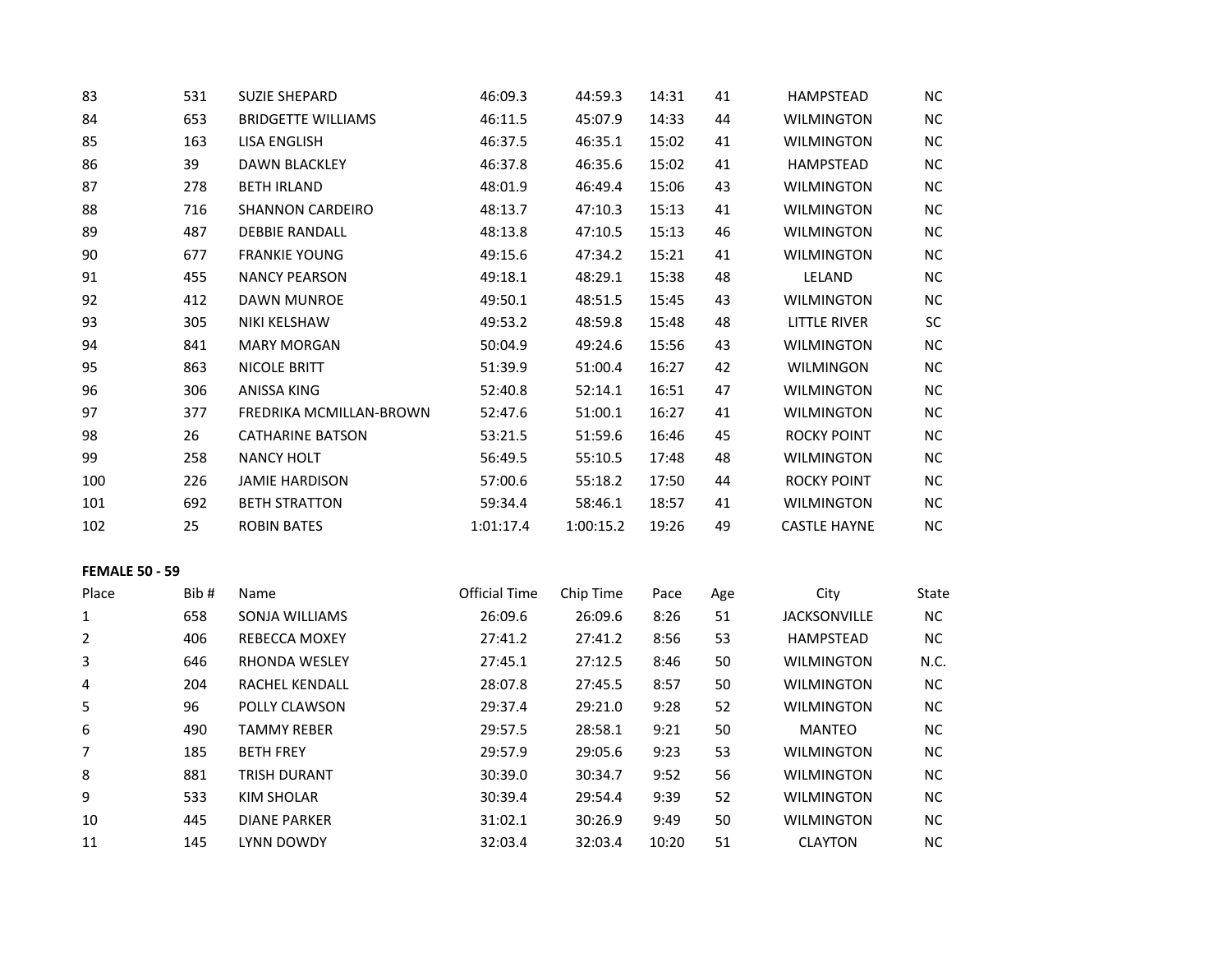| | | | | | | | | |
|---|---|---|---|---|---|---|---|---|
| 83 | 531 | SUZIE SHEPARD | 46:09.3 | 44:59.3 | 14:31 | 41 | HAMPSTEAD | NC |
| 84 | 653 | BRIDGETTE WILLIAMS | 46:11.5 | 45:07.9 | 14:33 | 44 | WILMINGTON | NC |
| 85 | 163 | LISA ENGLISH | 46:37.5 | 46:35.1 | 15:02 | 41 | WILMINGTON | NC |
| 86 | 39 | DAWN BLACKLEY | 46:37.8 | 46:35.6 | 15:02 | 41 | HAMPSTEAD | NC |
| 87 | 278 | BETH IRLAND | 48:01.9 | 46:49.4 | 15:06 | 43 | WILMINGTON | NC |
| 88 | 716 | SHANNON CARDEIRO | 48:13.7 | 47:10.3 | 15:13 | 41 | WILMINGTON | NC |
| 89 | 487 | DEBBIE RANDALL | 48:13.8 | 47:10.5 | 15:13 | 46 | WILMINGTON | NC |
| 90 | 677 | FRANKIE YOUNG | 49:15.6 | 47:34.2 | 15:21 | 41 | WILMINGTON | NC |
| 91 | 455 | NANCY PEARSON | 49:18.1 | 48:29.1 | 15:38 | 48 | LELAND | NC |
| 92 | 412 | DAWN MUNROE | 49:50.1 | 48:51.5 | 15:45 | 43 | WILMINGTON | NC |
| 93 | 305 | NIKI KELSHAW | 49:53.2 | 48:59.8 | 15:48 | 48 | LITTLE RIVER | SC |
| 94 | 841 | MARY MORGAN | 50:04.9 | 49:24.6 | 15:56 | 43 | WILMINGTON | NC |
| 95 | 863 | NICOLE BRITT | 51:39.9 | 51:00.4 | 16:27 | 42 | WILMINGON | NC |
| 96 | 306 | ANISSA KING | 52:40.8 | 52:14.1 | 16:51 | 47 | WILMINGTON | NC |
| 97 | 377 | FREDRIKA MCMILLAN-BROWN | 52:47.6 | 51:00.1 | 16:27 | 41 | WILMINGTON | NC |
| 98 | 26 | CATHARINE BATSON | 53:21.5 | 51:59.6 | 16:46 | 45 | ROCKY POINT | NC |
| 99 | 258 | NANCY HOLT | 56:49.5 | 55:10.5 | 17:48 | 48 | WILMINGTON | NC |
| 100 | 226 | JAMIE HARDISON | 57:00.6 | 55:18.2 | 17:50 | 44 | ROCKY POINT | NC |
| 101 | 692 | BETH STRATTON | 59:34.4 | 58:46.1 | 18:57 | 41 | WILMINGTON | NC |
| 102 | 25 | ROBIN BATES | 1:01:17.4 | 1:00:15.2 | 19:26 | 49 | CASTLE HAYNE | NC |

**FEMALE 50 - 59**

| Place | Bib # | Name | Official Time | Chip Time | Pace | Age | City | State |
|---|---|---|---|---|---|---|---|---|
| 1 | 658 | SONJA WILLIAMS | 26:09.6 | 26:09.6 | 8:26 | 51 | JACKSONVILLE | NC |
| 2 | 406 | REBECCA MOXEY | 27:41.2 | 27:41.2 | 8:56 | 53 | HAMPSTEAD | NC |
| 3 | 646 | RHONDA WESLEY | 27:45.1 | 27:12.5 | 8:46 | 50 | WILMINGTON | N.C. |
| 4 | 204 | RACHEL KENDALL | 28:07.8 | 27:45.5 | 8:57 | 50 | WILMINGTON | NC |
| 5 | 96 | POLLY CLAWSON | 29:37.4 | 29:21.0 | 9:28 | 52 | WILMINGTON | NC |
| 6 | 490 | TAMMY REBER | 29:57.5 | 28:58.1 | 9:21 | 50 | MANTEO | NC |
| 7 | 185 | BETH FREY | 29:57.9 | 29:05.6 | 9:23 | 53 | WILMINGTON | NC |
| 8 | 881 | TRISH DURANT | 30:39.0 | 30:34.7 | 9:52 | 56 | WILMINGTON | NC |
| 9 | 533 | KIM SHOLAR | 30:39.4 | 29:54.4 | 9:39 | 52 | WILMINGTON | NC |
| 10 | 445 | DIANE PARKER | 31:02.1 | 30:26.9 | 9:49 | 50 | WILMINGTON | NC |
| 11 | 145 | LYNN DOWDY | 32:03.4 | 32:03.4 | 10:20 | 51 | CLAYTON | NC |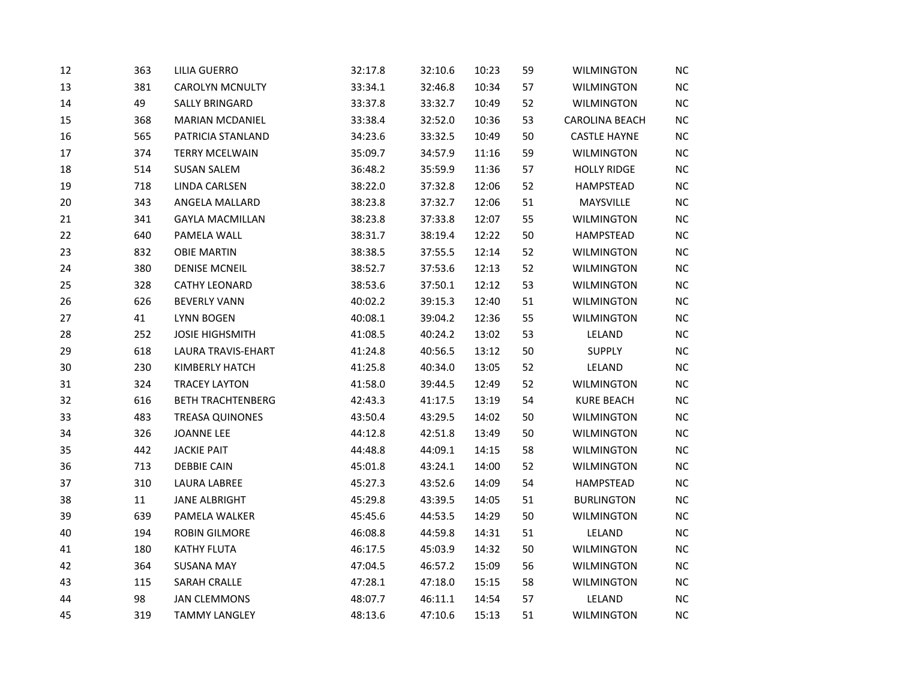| | | | | | | | | |
|---|---|---|---|---|---|---|---|---|
| 12 | 363 | LILIA GUERRO | 32:17.8 | 32:10.6 | 10:23 | 59 | WILMINGTON | NC |
| 13 | 381 | CAROLYN MCNULTY | 33:34.1 | 32:46.8 | 10:34 | 57 | WILMINGTON | NC |
| 14 | 49 | SALLY BRINGARD | 33:37.8 | 33:32.7 | 10:49 | 52 | WILMINGTON | NC |
| 15 | 368 | MARIAN MCDANIEL | 33:38.4 | 32:52.0 | 10:36 | 53 | CAROLINA BEACH | NC |
| 16 | 565 | PATRICIA STANLAND | 34:23.6 | 33:32.5 | 10:49 | 50 | CASTLE HAYNE | NC |
| 17 | 374 | TERRY MCELWAIN | 35:09.7 | 34:57.9 | 11:16 | 59 | WILMINGTON | NC |
| 18 | 514 | SUSAN SALEM | 36:48.2 | 35:59.9 | 11:36 | 57 | HOLLY RIDGE | NC |
| 19 | 718 | LINDA CARLSEN | 38:22.0 | 37:32.8 | 12:06 | 52 | HAMPSTEAD | NC |
| 20 | 343 | ANGELA MALLARD | 38:23.8 | 37:32.7 | 12:06 | 51 | MAYSVILLE | NC |
| 21 | 341 | GAYLA MACMILLAN | 38:23.8 | 37:33.8 | 12:07 | 55 | WILMINGTON | NC |
| 22 | 640 | PAMELA WALL | 38:31.7 | 38:19.4 | 12:22 | 50 | HAMPSTEAD | NC |
| 23 | 832 | OBIE MARTIN | 38:38.5 | 37:55.5 | 12:14 | 52 | WILMINGTON | NC |
| 24 | 380 | DENISE MCNEIL | 38:52.7 | 37:53.6 | 12:13 | 52 | WILMINGTON | NC |
| 25 | 328 | CATHY LEONARD | 38:53.6 | 37:50.1 | 12:12 | 53 | WILMINGTON | NC |
| 26 | 626 | BEVERLY VANN | 40:02.2 | 39:15.3 | 12:40 | 51 | WILMINGTON | NC |
| 27 | 41 | LYNN BOGEN | 40:08.1 | 39:04.2 | 12:36 | 55 | WILMINGTON | NC |
| 28 | 252 | JOSIE HIGHSMITH | 41:08.5 | 40:24.2 | 13:02 | 53 | LELAND | NC |
| 29 | 618 | LAURA TRAVIS-EHART | 41:24.8 | 40:56.5 | 13:12 | 50 | SUPPLY | NC |
| 30 | 230 | KIMBERLY HATCH | 41:25.8 | 40:34.0 | 13:05 | 52 | LELAND | NC |
| 31 | 324 | TRACEY LAYTON | 41:58.0 | 39:44.5 | 12:49 | 52 | WILMINGTON | NC |
| 32 | 616 | BETH TRACHTENBERG | 42:43.3 | 41:17.5 | 13:19 | 54 | KURE BEACH | NC |
| 33 | 483 | TREASA QUINONES | 43:50.4 | 43:29.5 | 14:02 | 50 | WILMINGTON | NC |
| 34 | 326 | JOANNE LEE | 44:12.8 | 42:51.8 | 13:49 | 50 | WILMINGTON | NC |
| 35 | 442 | JACKIE PAIT | 44:48.8 | 44:09.1 | 14:15 | 58 | WILMINGTON | NC |
| 36 | 713 | DEBBIE CAIN | 45:01.8 | 43:24.1 | 14:00 | 52 | WILMINGTON | NC |
| 37 | 310 | LAURA LABREE | 45:27.3 | 43:52.6 | 14:09 | 54 | HAMPSTEAD | NC |
| 38 | 11 | JANE ALBRIGHT | 45:29.8 | 43:39.5 | 14:05 | 51 | BURLINGTON | NC |
| 39 | 639 | PAMELA WALKER | 45:45.6 | 44:53.5 | 14:29 | 50 | WILMINGTON | NC |
| 40 | 194 | ROBIN GILMORE | 46:08.8 | 44:59.8 | 14:31 | 51 | LELAND | NC |
| 41 | 180 | KATHY FLUTA | 46:17.5 | 45:03.9 | 14:32 | 50 | WILMINGTON | NC |
| 42 | 364 | SUSANA MAY | 47:04.5 | 46:57.2 | 15:09 | 56 | WILMINGTON | NC |
| 43 | 115 | SARAH CRALLE | 47:28.1 | 47:18.0 | 15:15 | 58 | WILMINGTON | NC |
| 44 | 98 | JAN CLEMMONS | 48:07.7 | 46:11.1 | 14:54 | 57 | LELAND | NC |
| 45 | 319 | TAMMY LANGLEY | 48:13.6 | 47:10.6 | 15:13 | 51 | WILMINGTON | NC |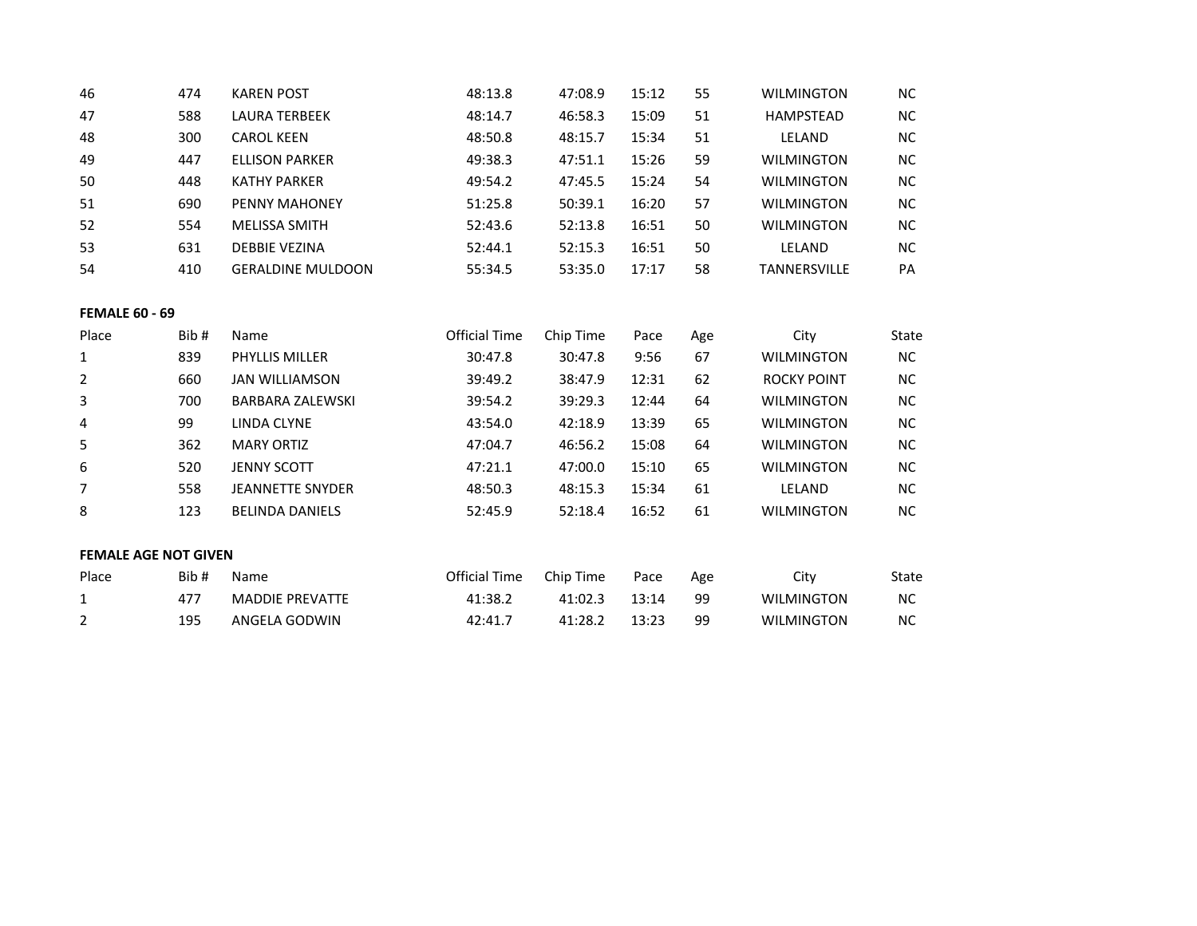| | | | | | | | | |
|---|---|---|---|---|---|---|---|---|
| 46 | 474 | KAREN POST | 48:13.8 | 47:08.9 | 15:12 | 55 | WILMINGTON | NC |
| 47 | 588 | LAURA TERBEEK | 48:14.7 | 46:58.3 | 15:09 | 51 | HAMPSTEAD | NC |
| 48 | 300 | CAROL KEEN | 48:50.8 | 48:15.7 | 15:34 | 51 | LELAND | NC |
| 49 | 447 | ELLISON PARKER | 49:38.3 | 47:51.1 | 15:26 | 59 | WILMINGTON | NC |
| 50 | 448 | KATHY PARKER | 49:54.2 | 47:45.5 | 15:24 | 54 | WILMINGTON | NC |
| 51 | 690 | PENNY MAHONEY | 51:25.8 | 50:39.1 | 16:20 | 57 | WILMINGTON | NC |
| 52 | 554 | MELISSA SMITH | 52:43.6 | 52:13.8 | 16:51 | 50 | WILMINGTON | NC |
| 53 | 631 | DEBBIE VEZINA | 52:44.1 | 52:15.3 | 16:51 | 50 | LELAND | NC |
| 54 | 410 | GERALDINE MULDOON | 55:34.5 | 53:35.0 | 17:17 | 58 | TANNERSVILLE | PA |

**FEMALE 60 - 69**

| Place | Bib # | Name | Official Time | Chip Time | Pace | Age | City | State |
|---|---|---|---|---|---|---|---|---|
| 1 | 839 | PHYLLIS MILLER | 30:47.8 | 30:47.8 | 9:56 | 67 | WILMINGTON | NC |
| 2 | 660 | JAN WILLIAMSON | 39:49.2 | 38:47.9 | 12:31 | 62 | ROCKY POINT | NC |
| 3 | 700 | BARBARA ZALEWSKI | 39:54.2 | 39:29.3 | 12:44 | 64 | WILMINGTON | NC |
| 4 | 99 | LINDA CLYNE | 43:54.0 | 42:18.9 | 13:39 | 65 | WILMINGTON | NC |
| 5 | 362 | MARY ORTIZ | 47:04.7 | 46:56.2 | 15:08 | 64 | WILMINGTON | NC |
| 6 | 520 | JENNY SCOTT | 47:21.1 | 47:00.0 | 15:10 | 65 | WILMINGTON | NC |
| 7 | 558 | JEANNETTE SNYDER | 48:50.3 | 48:15.3 | 15:34 | 61 | LELAND | NC |
| 8 | 123 | BELINDA DANIELS | 52:45.9 | 52:18.4 | 16:52 | 61 | WILMINGTON | NC |

**FEMALE AGE NOT GIVEN**

| Place | Bib # | Name | Official Time | Chip Time | Pace | Age | City | State |
|---|---|---|---|---|---|---|---|---|
| 1 | 477 | MADDIE PREVATTE | 41:38.2 | 41:02.3 | 13:14 | 99 | WILMINGTON | NC |
| 2 | 195 | ANGELA GODWIN | 42:41.7 | 41:28.2 | 13:23 | 99 | WILMINGTON | NC |